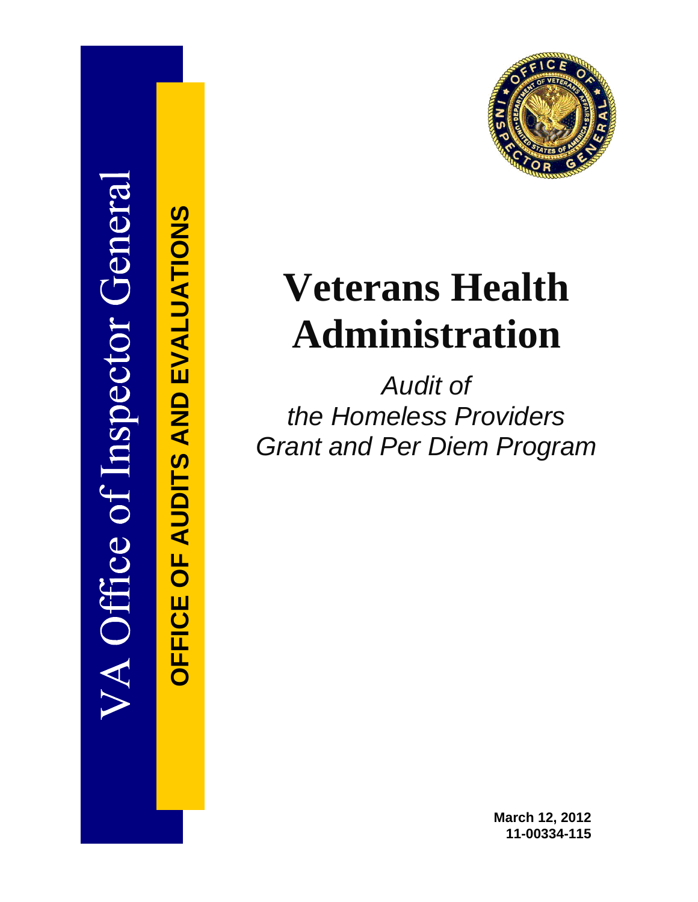VA Office of Inspector General

OFFICE OF AUDITS AND EVALUATIONS

# Veterans Health Administration

*Audit of the Homeless Providers Grant and Per Diem Program*

**March 12, 2012**
**11-00334-115**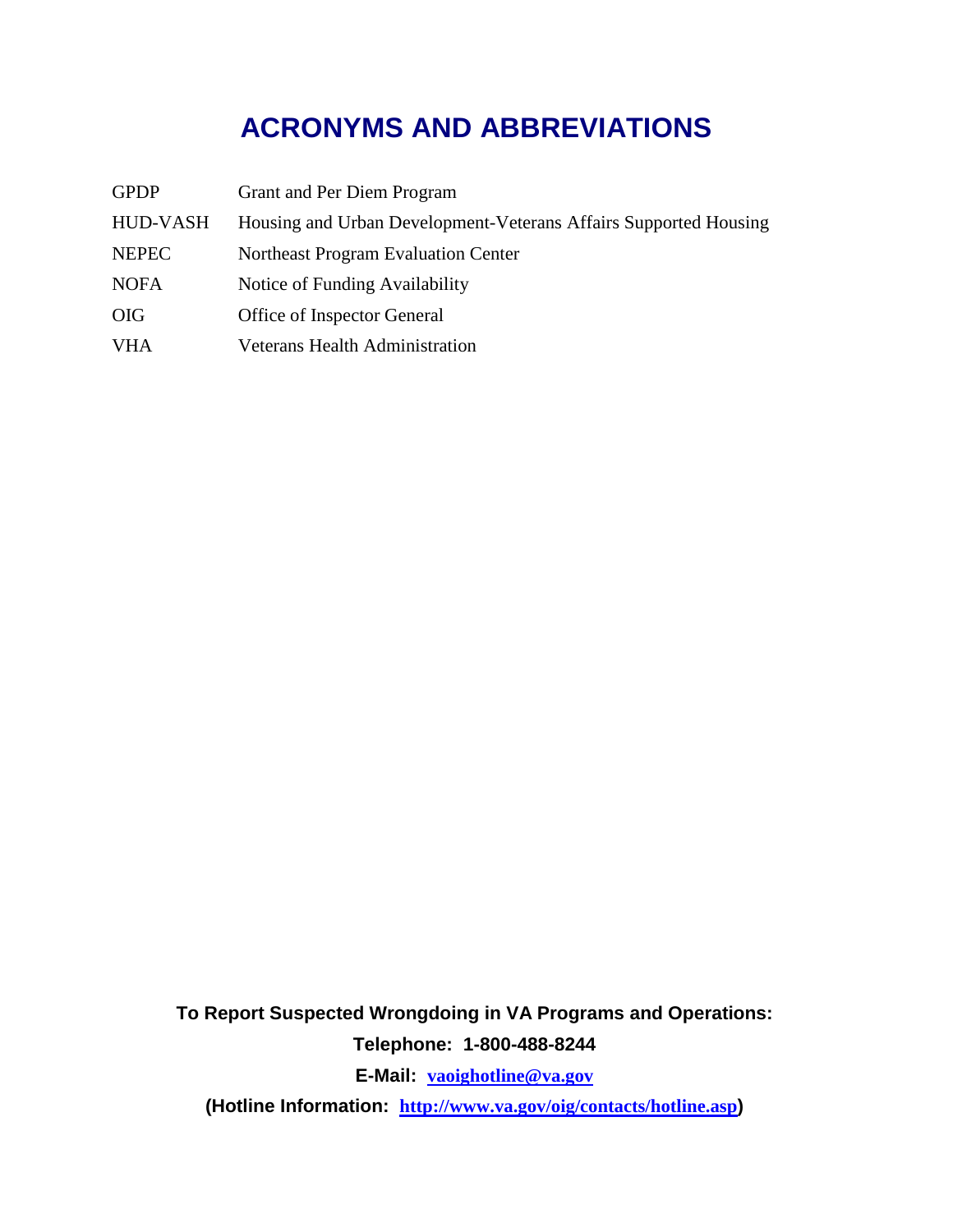# ACRONYMS AND ABBREVIATIONS

| | |
|---|---|
| GPDP | Grant and Per Diem Program |
| HUD-VASH | Housing and Urban Development-Veterans Affairs Supported Housing |
| NEPEC | Northeast Program Evaluation Center |
| NOFA | Notice of Funding Availability |
| OIG | Office of Inspector General |
| VHA | Veterans Health Administration |

**To Report Suspected Wrongdoing in VA Programs and Operations:**

**Telephone: 1-800-488-8244**

**E-Mail: [vaoighotline@va.gov](mailto:vaoighotline@va.gov)**

**(Hotline Information: [http://www.va.gov/oig/contacts/hotline.asp](http://www.va.gov/oig/contacts/hotline.asp))**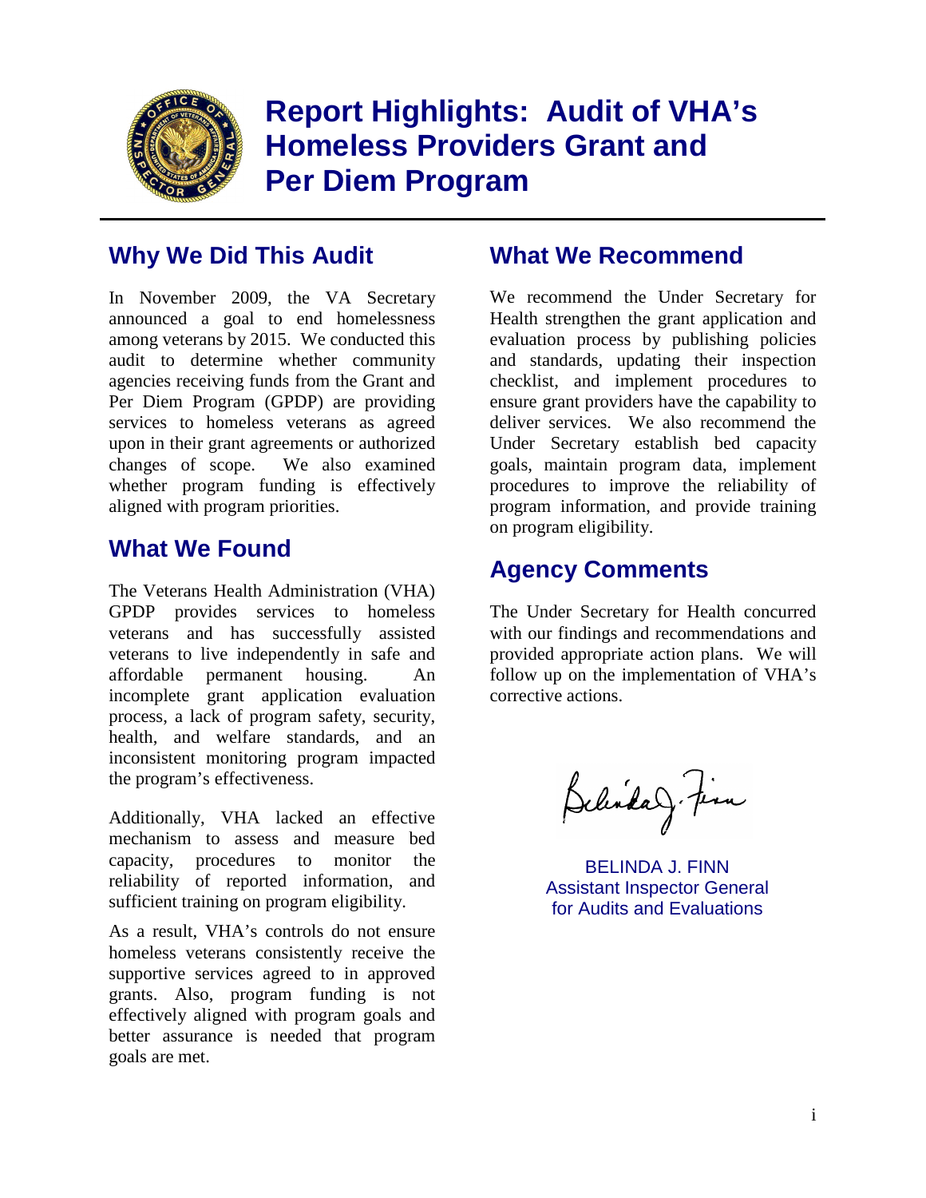# Report Highlights: Audit of VHA's Homeless Providers Grant and Per Diem Program

## Why We Did This Audit

In November 2009, the VA Secretary announced a goal to end homelessness among veterans by 2015. We conducted this audit to determine whether community agencies receiving funds from the Grant and Per Diem Program (GPDP) are providing services to homeless veterans as agreed upon in their grant agreements or authorized changes of scope. We also examined whether program funding is effectively aligned with program priorities.

## What We Found

The Veterans Health Administration (VHA) GPDP provides services to homeless veterans and has successfully assisted veterans to live independently in safe and affordable permanent housing. An incomplete grant application evaluation process, a lack of program safety, security, health, and welfare standards, and an inconsistent monitoring program impacted the program's effectiveness.

Additionally, VHA lacked an effective mechanism to assess and measure bed capacity, procedures to monitor the reliability of reported information, and sufficient training on program eligibility.

As a result, VHA's controls do not ensure homeless veterans consistently receive the supportive services agreed to in approved grants. Also, program funding is not effectively aligned with program goals and better assurance is needed that program goals are met.

## What We Recommend

We recommend the Under Secretary for Health strengthen the grant application and evaluation process by publishing policies and standards, updating their inspection checklist, and implement procedures to ensure grant providers have the capability to deliver services. We also recommend the Under Secretary establish bed capacity goals, maintain program data, implement procedures to improve the reliability of program information, and provide training on program eligibility.

## Agency Comments

The Under Secretary for Health concurred with our findings and recommendations and provided appropriate action plans. We will follow up on the implementation of VHA's corrective actions.

BELINDA J. FINN
Assistant Inspector General
for Audits and Evaluations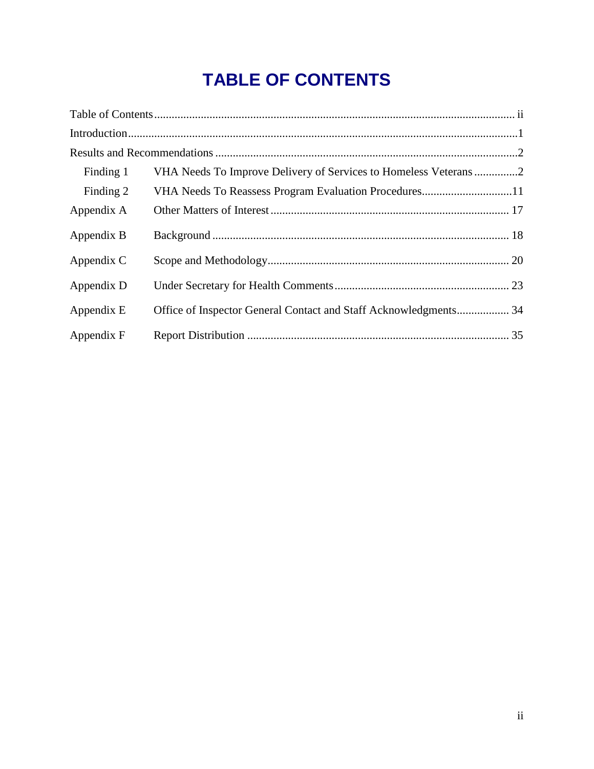# TABLE OF CONTENTS

Table of Contents ............................................................ ii

Introduction ............................................................ 1

Results and Recommendations ............................................................ 2

- Finding 1 — VHA Needs To Improve Delivery of Services to Homeless Veterans ............... 2
- Finding 2 — VHA Needs To Reassess Program Evaluation Procedures ............... 11

Appendix A — Other Matters of Interest ............................................................ 17

Appendix B — Background ............................................................ 18

Appendix C — Scope and Methodology ............................................................ 20

Appendix D — Under Secretary for Health Comments ............................................................ 23

Appendix E — Office of Inspector General Contact and Staff Acknowledgments ............... 34

Appendix F — Report Distribution ............................................................ 35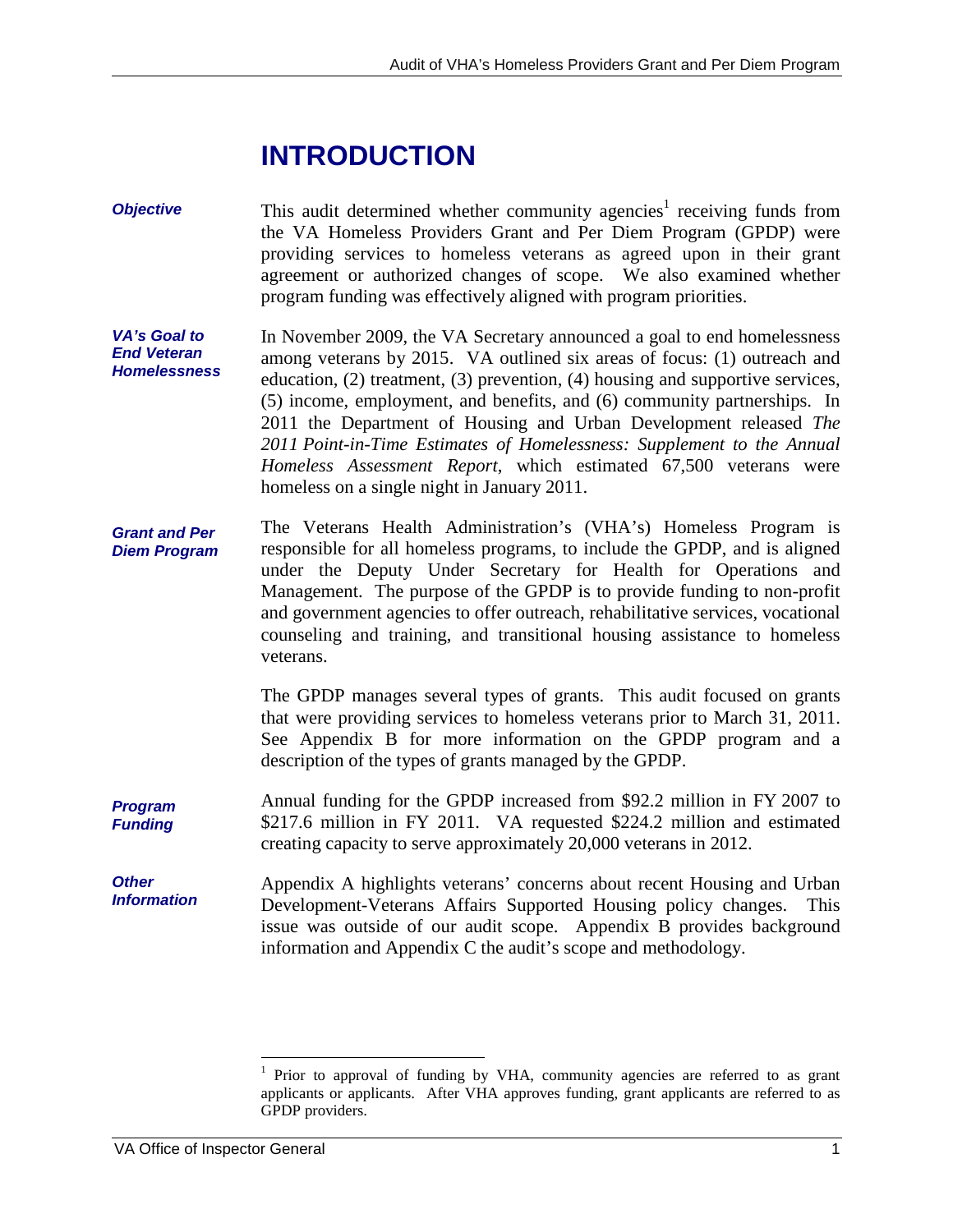# INTRODUCTION

***Objective***

This audit determined whether community agencies[1] receiving funds from the VA Homeless Providers Grant and Per Diem Program (GPDP) were providing services to homeless veterans as agreed upon in their grant agreement or authorized changes of scope. We also examined whether program funding was effectively aligned with program priorities.

***VA's Goal to End Veteran Homelessness***

In November 2009, the VA Secretary announced a goal to end homelessness among veterans by 2015. VA outlined six areas of focus: (1) outreach and education, (2) treatment, (3) prevention, (4) housing and supportive services, (5) income, employment, and benefits, and (6) community partnerships. In 2011 the Department of Housing and Urban Development released *The 2011 Point-in-Time Estimates of Homelessness: Supplement to the Annual Homeless Assessment Report*, which estimated 67,500 veterans were homeless on a single night in January 2011.

***Grant and Per Diem Program***

The Veterans Health Administration's (VHA's) Homeless Program is responsible for all homeless programs, to include the GPDP, and is aligned under the Deputy Under Secretary for Health for Operations and Management. The purpose of the GPDP is to provide funding to non-profit and government agencies to offer outreach, rehabilitative services, vocational counseling and training, and transitional housing assistance to homeless veterans.

The GPDP manages several types of grants. This audit focused on grants that were providing services to homeless veterans prior to March 31, 2011. See Appendix B for more information on the GPDP program and a description of the types of grants managed by the GPDP.

***Program Funding***

Annual funding for the GPDP increased from $92.2 million in FY 2007 to $217.6 million in FY 2011. VA requested $224.2 million and estimated creating capacity to serve approximately 20,000 veterans in 2012.

***Other Information***

Appendix A highlights veterans' concerns about recent Housing and Urban Development-Veterans Affairs Supported Housing policy changes. This issue was outside of our audit scope. Appendix B provides background information and Appendix C the audit's scope and methodology.

---

[1] Prior to approval of funding by VHA, community agencies are referred to as grant applicants or applicants. After VHA approves funding, grant applicants are referred to as GPDP providers.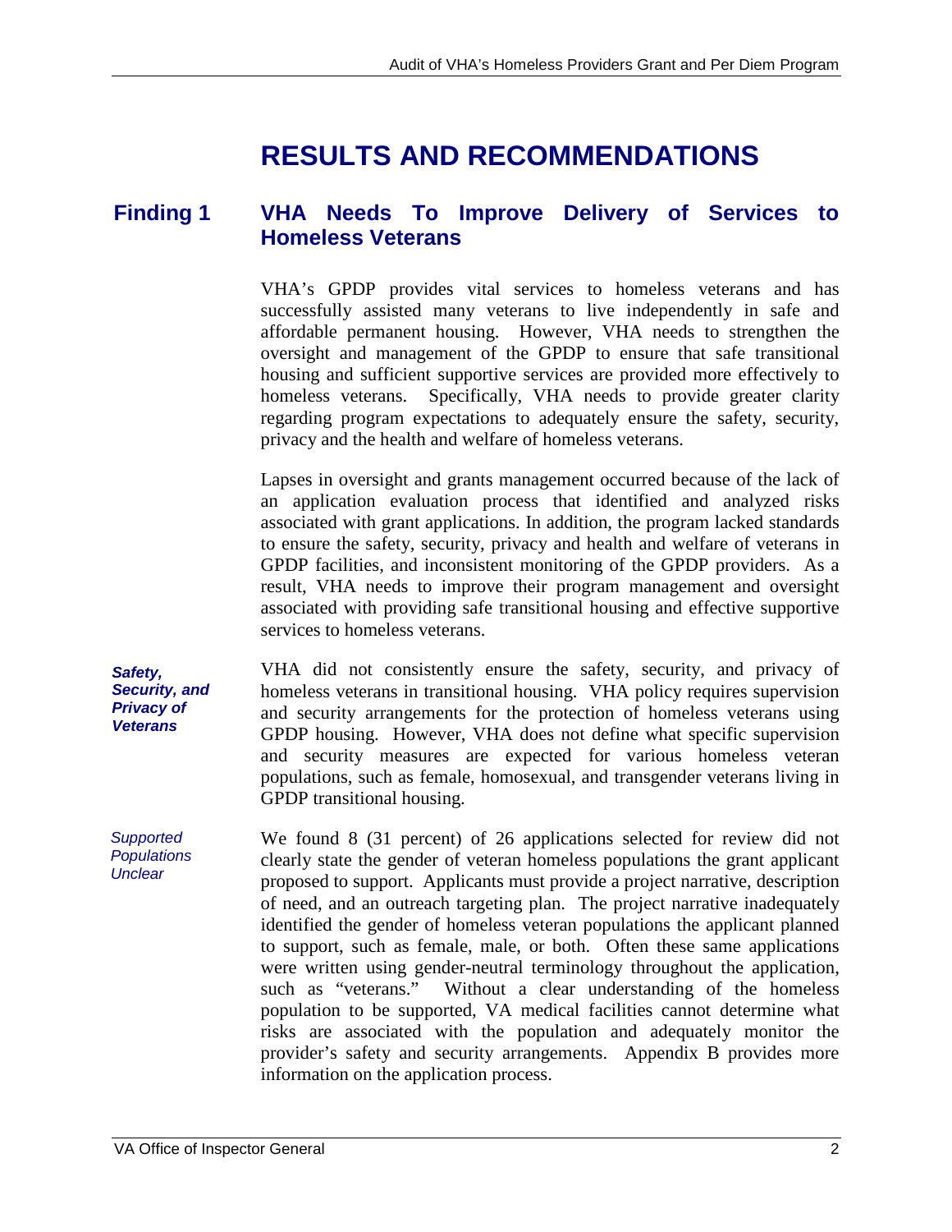# RESULTS AND RECOMMENDATIONS

## Finding 1 VHA Needs To Improve Delivery of Services to Homeless Veterans

VHA's GPDP provides vital services to homeless veterans and has successfully assisted many veterans to live independently in safe and affordable permanent housing. However, VHA needs to strengthen the oversight and management of the GPDP to ensure that safe transitional housing and sufficient supportive services are provided more effectively to homeless veterans. Specifically, VHA needs to provide greater clarity regarding program expectations to adequately ensure the safety, security, privacy and the health and welfare of homeless veterans.

Lapses in oversight and grants management occurred because of the lack of an application evaluation process that identified and analyzed risks associated with grant applications. In addition, the program lacked standards to ensure the safety, security, privacy and health and welfare of veterans in GPDP facilities, and inconsistent monitoring of the GPDP providers. As a result, VHA needs to improve their program management and oversight associated with providing safe transitional housing and effective supportive services to homeless veterans.

***Safety, Security, and Privacy of Veterans***

VHA did not consistently ensure the safety, security, and privacy of homeless veterans in transitional housing. VHA policy requires supervision and security arrangements for the protection of homeless veterans using GPDP housing. However, VHA does not define what specific supervision and security measures are expected for various homeless veteran populations, such as female, homosexual, and transgender veterans living in GPDP transitional housing.

*Supported Populations Unclear*

We found 8 (31 percent) of 26 applications selected for review did not clearly state the gender of veteran homeless populations the grant applicant proposed to support. Applicants must provide a project narrative, description of need, and an outreach targeting plan. The project narrative inadequately identified the gender of homeless veteran populations the applicant planned to support, such as female, male, or both. Often these same applications were written using gender-neutral terminology throughout the application, such as "veterans." Without a clear understanding of the homeless population to be supported, VA medical facilities cannot determine what risks are associated with the population and adequately monitor the provider's safety and security arrangements. Appendix B provides more information on the application process.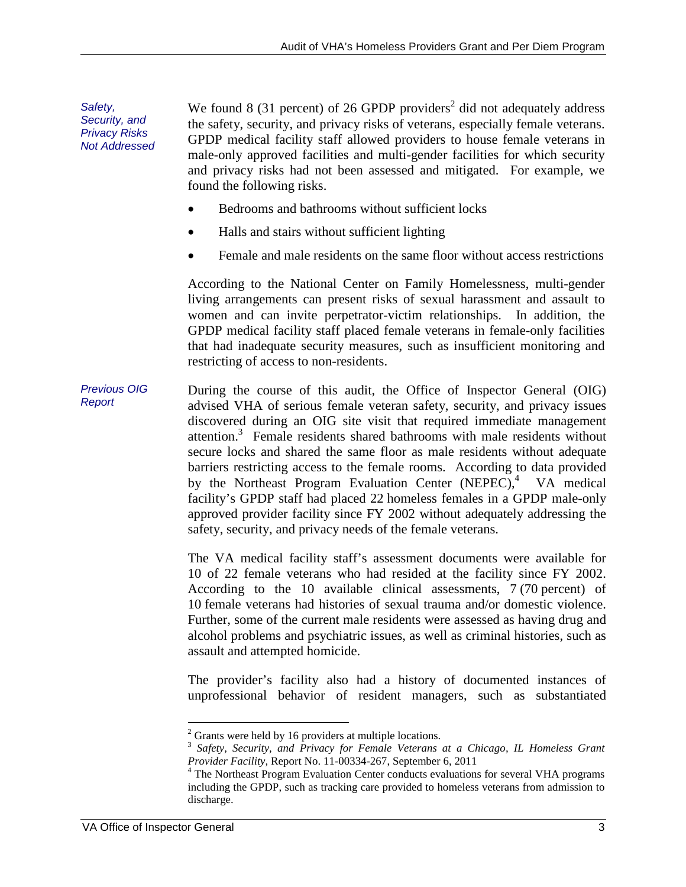*Safety, Security, and Privacy Risks Not Addressed*

We found 8 (31 percent) of 26 GPDP providers[2] did not adequately address the safety, security, and privacy risks of veterans, especially female veterans. GPDP medical facility staff allowed providers to house female veterans in male-only approved facilities and multi-gender facilities for which security and privacy risks had not been assessed and mitigated. For example, we found the following risks.

- Bedrooms and bathrooms without sufficient locks
- Halls and stairs without sufficient lighting
- Female and male residents on the same floor without access restrictions

According to the National Center on Family Homelessness, multi-gender living arrangements can present risks of sexual harassment and assault to women and can invite perpetrator-victim relationships. In addition, the GPDP medical facility staff placed female veterans in female-only facilities that had inadequate security measures, such as insufficient monitoring and restricting of access to non-residents.

*Previous OIG Report*

During the course of this audit, the Office of Inspector General (OIG) advised VHA of serious female veteran safety, security, and privacy issues discovered during an OIG site visit that required immediate management attention.[3] Female residents shared bathrooms with male residents without secure locks and shared the same floor as male residents without adequate barriers restricting access to the female rooms. According to data provided by the Northeast Program Evaluation Center (NEPEC),[4] VA medical facility's GPDP staff had placed 22 homeless females in a GPDP male-only approved provider facility since FY 2002 without adequately addressing the safety, security, and privacy needs of the female veterans.

The VA medical facility staff's assessment documents were available for 10 of 22 female veterans who had resided at the facility since FY 2002. According to the 10 available clinical assessments, 7 (70 percent) of 10 female veterans had histories of sexual trauma and/or domestic violence. Further, some of the current male residents were assessed as having drug and alcohol problems and psychiatric issues, as well as criminal histories, such as assault and attempted homicide.

The provider's facility also had a history of documented instances of unprofessional behavior of resident managers, such as substantiated

---

[2] Grants were held by 16 providers at multiple locations.

[3] *Safety, Security, and Privacy for Female Veterans at a Chicago, IL Homeless Grant Provider Facility*, Report No. 11-00334-267, September 6, 2011

[4] The Northeast Program Evaluation Center conducts evaluations for several VHA programs including the GPDP, such as tracking care provided to homeless veterans from admission to discharge.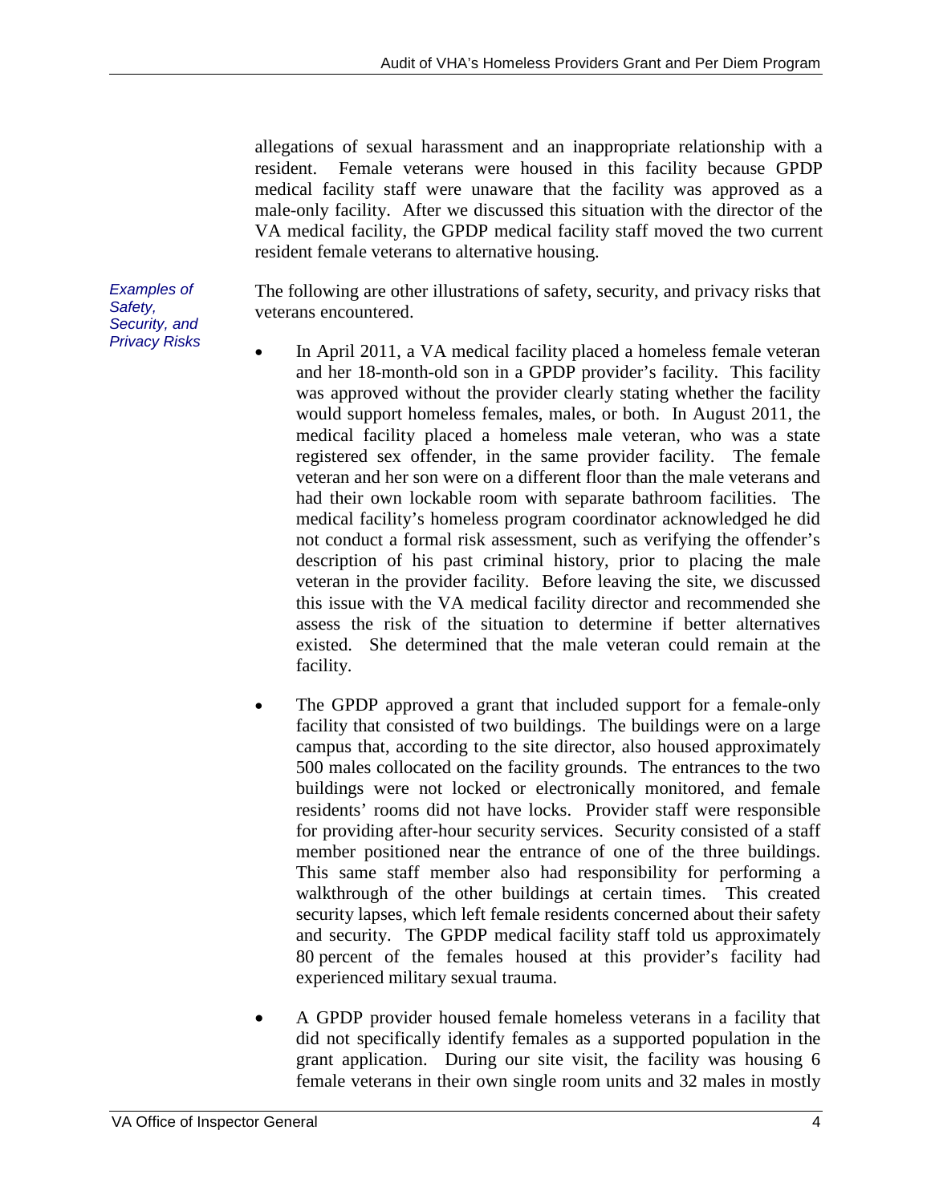allegations of sexual harassment and an inappropriate relationship with a resident. Female veterans were housed in this facility because GPDP medical facility staff were unaware that the facility was approved as a male-only facility. After we discussed this situation with the director of the VA medical facility, the GPDP medical facility staff moved the two current resident female veterans to alternative housing.

*Examples of Safety, Security, and Privacy Risks*

The following are other illustrations of safety, security, and privacy risks that veterans encountered.

- In April 2011, a VA medical facility placed a homeless female veteran and her 18-month-old son in a GPDP provider's facility. This facility was approved without the provider clearly stating whether the facility would support homeless females, males, or both. In August 2011, the medical facility placed a homeless male veteran, who was a state registered sex offender, in the same provider facility. The female veteran and her son were on a different floor than the male veterans and had their own lockable room with separate bathroom facilities. The medical facility's homeless program coordinator acknowledged he did not conduct a formal risk assessment, such as verifying the offender's description of his past criminal history, prior to placing the male veteran in the provider facility. Before leaving the site, we discussed this issue with the VA medical facility director and recommended she assess the risk of the situation to determine if better alternatives existed. She determined that the male veteran could remain at the facility.

- The GPDP approved a grant that included support for a female-only facility that consisted of two buildings. The buildings were on a large campus that, according to the site director, also housed approximately 500 males collocated on the facility grounds. The entrances to the two buildings were not locked or electronically monitored, and female residents' rooms did not have locks. Provider staff were responsible for providing after-hour security services. Security consisted of a staff member positioned near the entrance of one of the three buildings. This same staff member also had responsibility for performing a walkthrough of the other buildings at certain times. This created security lapses, which left female residents concerned about their safety and security. The GPDP medical facility staff told us approximately 80 percent of the females housed at this provider's facility had experienced military sexual trauma.

- A GPDP provider housed female homeless veterans in a facility that did not specifically identify females as a supported population in the grant application. During our site visit, the facility was housing 6 female veterans in their own single room units and 32 males in mostly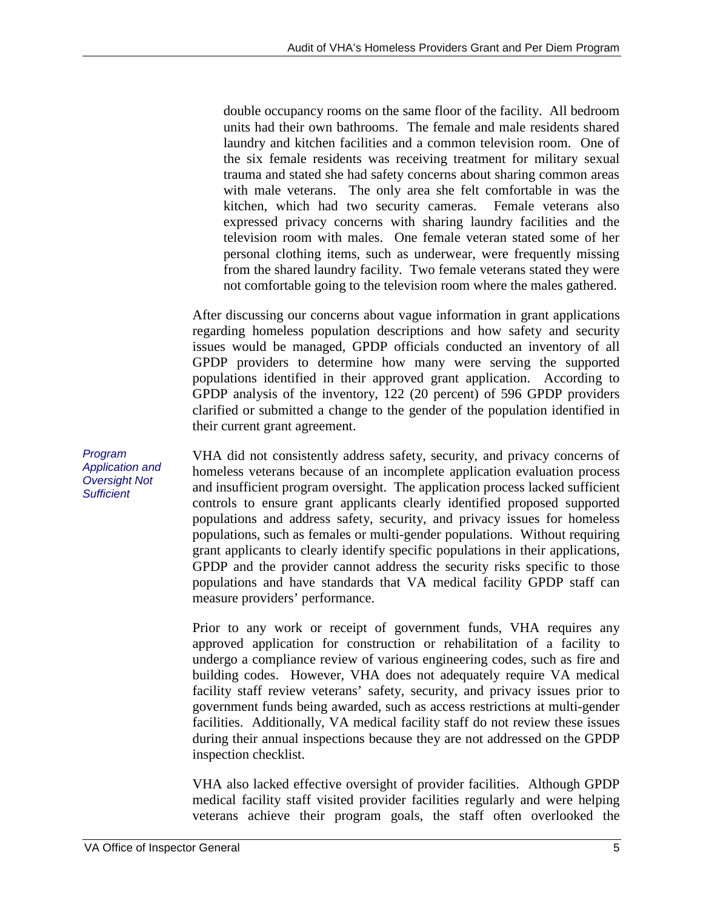double occupancy rooms on the same floor of the facility. All bedroom units had their own bathrooms. The female and male residents shared laundry and kitchen facilities and a common television room. One of the six female residents was receiving treatment for military sexual trauma and stated she had safety concerns about sharing common areas with male veterans. The only area she felt comfortable in was the kitchen, which had two security cameras. Female veterans also expressed privacy concerns with sharing laundry facilities and the television room with males. One female veteran stated some of her personal clothing items, such as underwear, were frequently missing from the shared laundry facility. Two female veterans stated they were not comfortable going to the television room where the males gathered.

After discussing our concerns about vague information in grant applications regarding homeless population descriptions and how safety and security issues would be managed, GPDP officials conducted an inventory of all GPDP providers to determine how many were serving the supported populations identified in their approved grant application. According to GPDP analysis of the inventory, 122 (20 percent) of 596 GPDP providers clarified or submitted a change to the gender of the population identified in their current grant agreement.

*Program Application and Oversight Not Sufficient*

VHA did not consistently address safety, security, and privacy concerns of homeless veterans because of an incomplete application evaluation process and insufficient program oversight. The application process lacked sufficient controls to ensure grant applicants clearly identified proposed supported populations and address safety, security, and privacy issues for homeless populations, such as females or multi-gender populations. Without requiring grant applicants to clearly identify specific populations in their applications, GPDP and the provider cannot address the security risks specific to those populations and have standards that VA medical facility GPDP staff can measure providers' performance.

Prior to any work or receipt of government funds, VHA requires any approved application for construction or rehabilitation of a facility to undergo a compliance review of various engineering codes, such as fire and building codes. However, VHA does not adequately require VA medical facility staff review veterans' safety, security, and privacy issues prior to government funds being awarded, such as access restrictions at multi-gender facilities. Additionally, VA medical facility staff do not review these issues during their annual inspections because they are not addressed on the GPDP inspection checklist.

VHA also lacked effective oversight of provider facilities. Although GPDP medical facility staff visited provider facilities regularly and were helping veterans achieve their program goals, the staff often overlooked the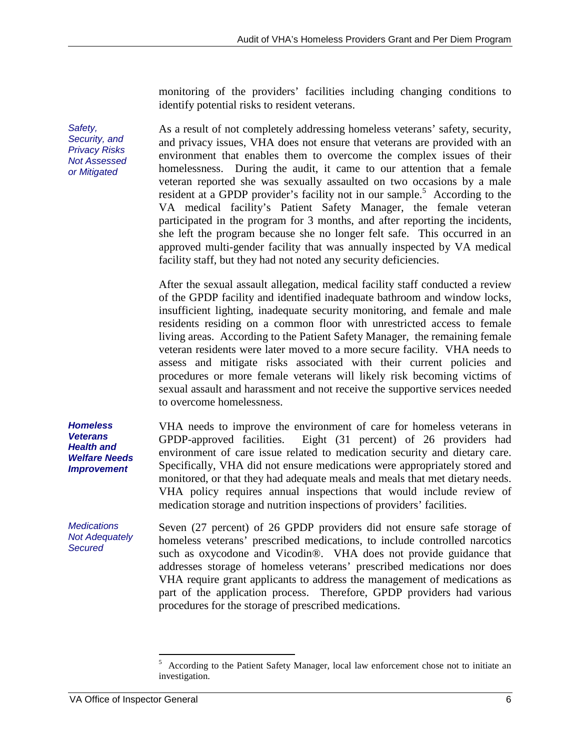monitoring of the providers' facilities including changing conditions to identify potential risks to resident veterans.

*Safety, Security, and Privacy Risks Not Assessed or Mitigated*

As a result of not completely addressing homeless veterans' safety, security, and privacy issues, VHA does not ensure that veterans are provided with an environment that enables them to overcome the complex issues of their homelessness. During the audit, it came to our attention that a female veteran reported she was sexually assaulted on two occasions by a male resident at a GPDP provider's facility not in our sample.[5] According to the VA medical facility's Patient Safety Manager, the female veteran participated in the program for 3 months, and after reporting the incidents, she left the program because she no longer felt safe. This occurred in an approved multi-gender facility that was annually inspected by VA medical facility staff, but they had not noted any security deficiencies.

After the sexual assault allegation, medical facility staff conducted a review of the GPDP facility and identified inadequate bathroom and window locks, insufficient lighting, inadequate security monitoring, and female and male residents residing on a common floor with unrestricted access to female living areas. According to the Patient Safety Manager, the remaining female veteran residents were later moved to a more secure facility. VHA needs to assess and mitigate risks associated with their current policies and procedures or more female veterans will likely risk becoming victims of sexual assault and harassment and not receive the supportive services needed to overcome homelessness.

***Homeless Veterans Health and Welfare Needs Improvement***

VHA needs to improve the environment of care for homeless veterans in GPDP-approved facilities. Eight (31 percent) of 26 providers had environment of care issue related to medication security and dietary care. Specifically, VHA did not ensure medications were appropriately stored and monitored, or that they had adequate meals and meals that met dietary needs. VHA policy requires annual inspections that would include review of medication storage and nutrition inspections of providers' facilities.

*Medications Not Adequately Secured*

Seven (27 percent) of 26 GPDP providers did not ensure safe storage of homeless veterans' prescribed medications, to include controlled narcotics such as oxycodone and Vicodin®. VHA does not provide guidance that addresses storage of homeless veterans' prescribed medications nor does VHA require grant applicants to address the management of medications as part of the application process. Therefore, GPDP providers had various procedures for the storage of prescribed medications.

---

[5] According to the Patient Safety Manager, local law enforcement chose not to initiate an investigation.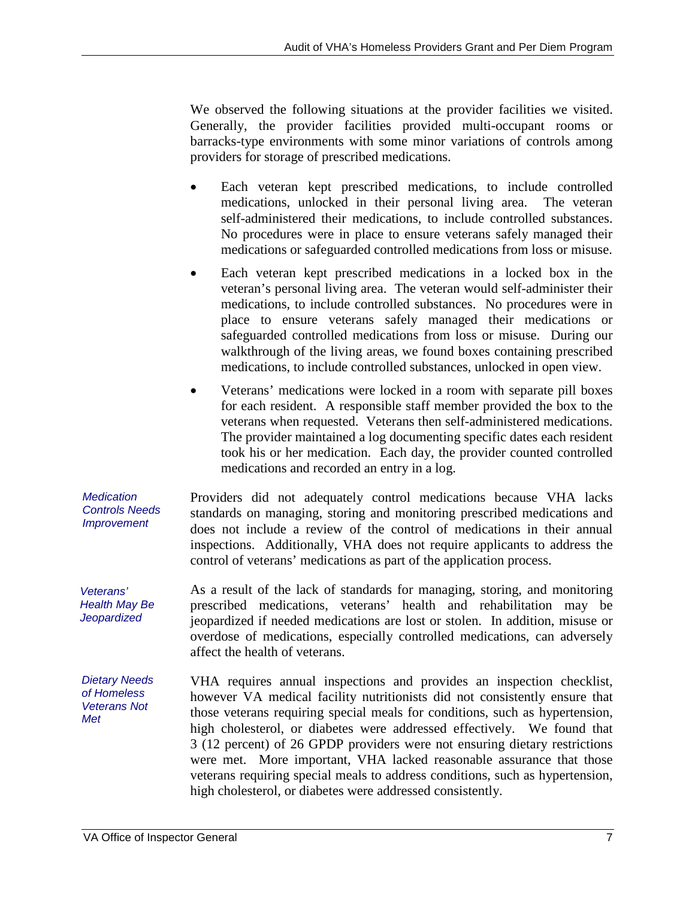We observed the following situations at the provider facilities we visited. Generally, the provider facilities provided multi-occupant rooms or barracks-type environments with some minor variations of controls among providers for storage of prescribed medications.

- Each veteran kept prescribed medications, to include controlled medications, unlocked in their personal living area. The veteran self-administered their medications, to include controlled substances. No procedures were in place to ensure veterans safely managed their medications or safeguarded controlled medications from loss or misuse.
- Each veteran kept prescribed medications in a locked box in the veteran's personal living area. The veteran would self-administer their medications, to include controlled substances. No procedures were in place to ensure veterans safely managed their medications or safeguarded controlled medications from loss or misuse. During our walkthrough of the living areas, we found boxes containing prescribed medications, to include controlled substances, unlocked in open view.
- Veterans' medications were locked in a room with separate pill boxes for each resident. A responsible staff member provided the box to the veterans when requested. Veterans then self-administered medications. The provider maintained a log documenting specific dates each resident took his or her medication. Each day, the provider counted controlled medications and recorded an entry in a log.

*Medication Controls Needs Improvement*

Providers did not adequately control medications because VHA lacks standards on managing, storing and monitoring prescribed medications and does not include a review of the control of medications in their annual inspections. Additionally, VHA does not require applicants to address the control of veterans' medications as part of the application process.

*Veterans' Health May Be Jeopardized*

As a result of the lack of standards for managing, storing, and monitoring prescribed medications, veterans' health and rehabilitation may be jeopardized if needed medications are lost or stolen. In addition, misuse or overdose of medications, especially controlled medications, can adversely affect the health of veterans.

*Dietary Needs of Homeless Veterans Not Met*

VHA requires annual inspections and provides an inspection checklist, however VA medical facility nutritionists did not consistently ensure that those veterans requiring special meals for conditions, such as hypertension, high cholesterol, or diabetes were addressed effectively. We found that 3 (12 percent) of 26 GPDP providers were not ensuring dietary restrictions were met. More important, VHA lacked reasonable assurance that those veterans requiring special meals to address conditions, such as hypertension, high cholesterol, or diabetes were addressed consistently.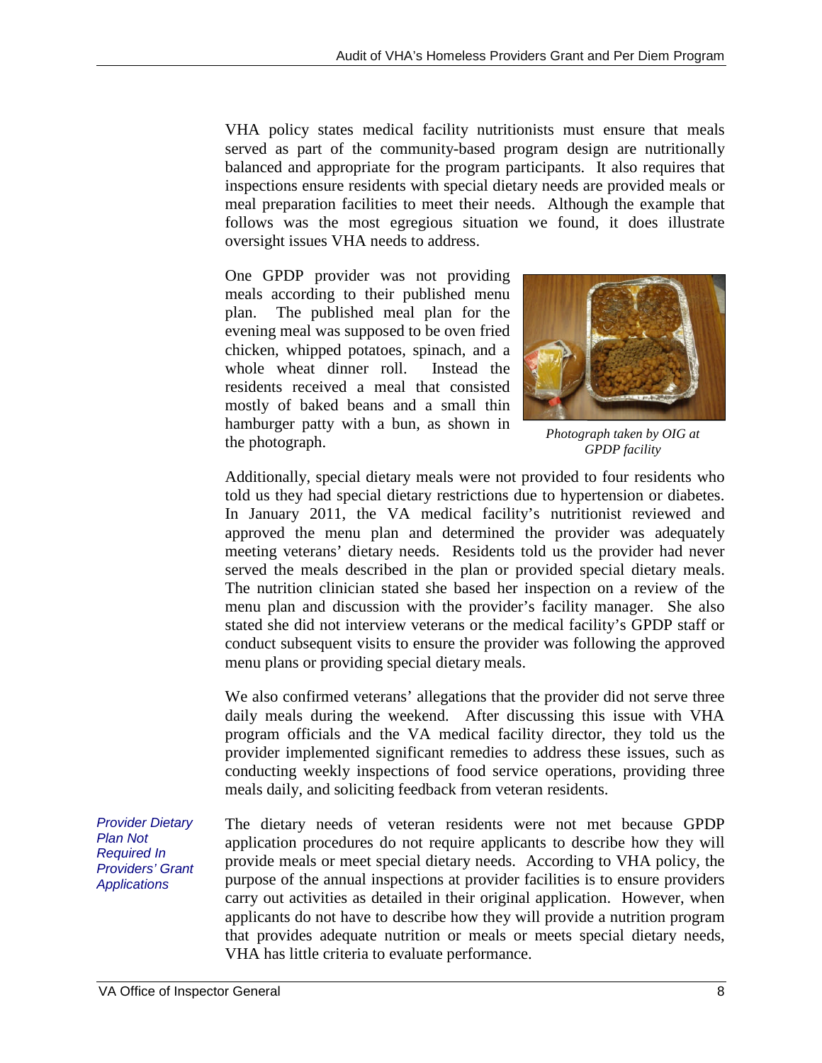VHA policy states medical facility nutritionists must ensure that meals served as part of the community-based program design are nutritionally balanced and appropriate for the program participants. It also requires that inspections ensure residents with special dietary needs are provided meals or meal preparation facilities to meet their needs. Although the example that follows was the most egregious situation we found, it does illustrate oversight issues VHA needs to address.

One GPDP provider was not providing meals according to their published menu plan. The published meal plan for the evening meal was supposed to be oven fried chicken, whipped potatoes, spinach, and a whole wheat dinner roll. Instead the residents received a meal that consisted mostly of baked beans and a small thin hamburger patty with a bun, as shown in the photograph.

*Photograph taken by OIG at GPDP facility*

Additionally, special dietary meals were not provided to four residents who told us they had special dietary restrictions due to hypertension or diabetes. In January 2011, the VA medical facility's nutritionist reviewed and approved the menu plan and determined the provider was adequately meeting veterans' dietary needs. Residents told us the provider had never served the meals described in the plan or provided special dietary meals. The nutrition clinician stated she based her inspection on a review of the menu plan and discussion with the provider's facility manager. She also stated she did not interview veterans or the medical facility's GPDP staff or conduct subsequent visits to ensure the provider was following the approved menu plans or providing special dietary meals.

We also confirmed veterans' allegations that the provider did not serve three daily meals during the weekend. After discussing this issue with VHA program officials and the VA medical facility director, they told us the provider implemented significant remedies to address these issues, such as conducting weekly inspections of food service operations, providing three meals daily, and soliciting feedback from veteran residents.

*Provider Dietary Plan Not Required In Providers' Grant Applications*

The dietary needs of veteran residents were not met because GPDP application procedures do not require applicants to describe how they will provide meals or meet special dietary needs. According to VHA policy, the purpose of the annual inspections at provider facilities is to ensure providers carry out activities as detailed in their original application. However, when applicants do not have to describe how they will provide a nutrition program that provides adequate nutrition or meals or meets special dietary needs, VHA has little criteria to evaluate performance.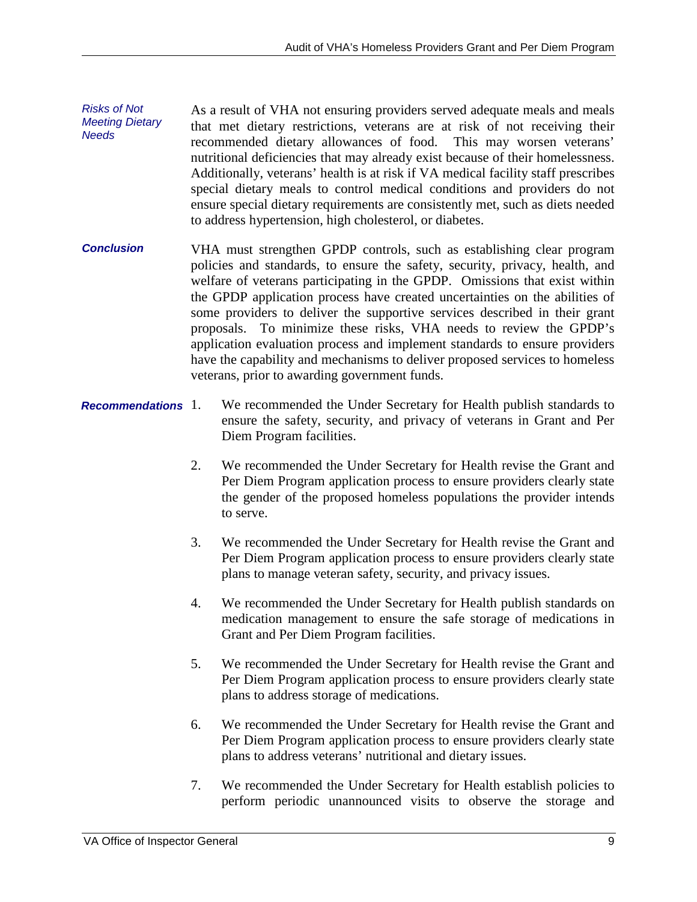**_Risks of Not Meeting Dietary Needs_**

As a result of VHA not ensuring providers served adequate meals and meals that met dietary restrictions, veterans are at risk of not receiving their recommended dietary allowances of food. This may worsen veterans' nutritional deficiencies that may already exist because of their homelessness. Additionally, veterans' health is at risk if VA medical facility staff prescribes special dietary meals to control medical conditions and providers do not ensure special dietary requirements are consistently met, such as diets needed to address hypertension, high cholesterol, or diabetes.

**_Conclusion_**

VHA must strengthen GPDP controls, such as establishing clear program policies and standards, to ensure the safety, security, privacy, health, and welfare of veterans participating in the GPDP. Omissions that exist within the GPDP application process have created uncertainties on the abilities of some providers to deliver the supportive services described in their grant proposals. To minimize these risks, VHA needs to review the GPDP's application evaluation process and implement standards to ensure providers have the capability and mechanisms to deliver proposed services to homeless veterans, prior to awarding government funds.

**_Recommendations_**

1. We recommended the Under Secretary for Health publish standards to ensure the safety, security, and privacy of veterans in Grant and Per Diem Program facilities.

2. We recommended the Under Secretary for Health revise the Grant and Per Diem Program application process to ensure providers clearly state the gender of the proposed homeless populations the provider intends to serve.

3. We recommended the Under Secretary for Health revise the Grant and Per Diem Program application process to ensure providers clearly state plans to manage veteran safety, security, and privacy issues.

4. We recommended the Under Secretary for Health publish standards on medication management to ensure the safe storage of medications in Grant and Per Diem Program facilities.

5. We recommended the Under Secretary for Health revise the Grant and Per Diem Program application process to ensure providers clearly state plans to address storage of medications.

6. We recommended the Under Secretary for Health revise the Grant and Per Diem Program application process to ensure providers clearly state plans to address veterans' nutritional and dietary issues.

7. We recommended the Under Secretary for Health establish policies to perform periodic unannounced visits to observe the storage and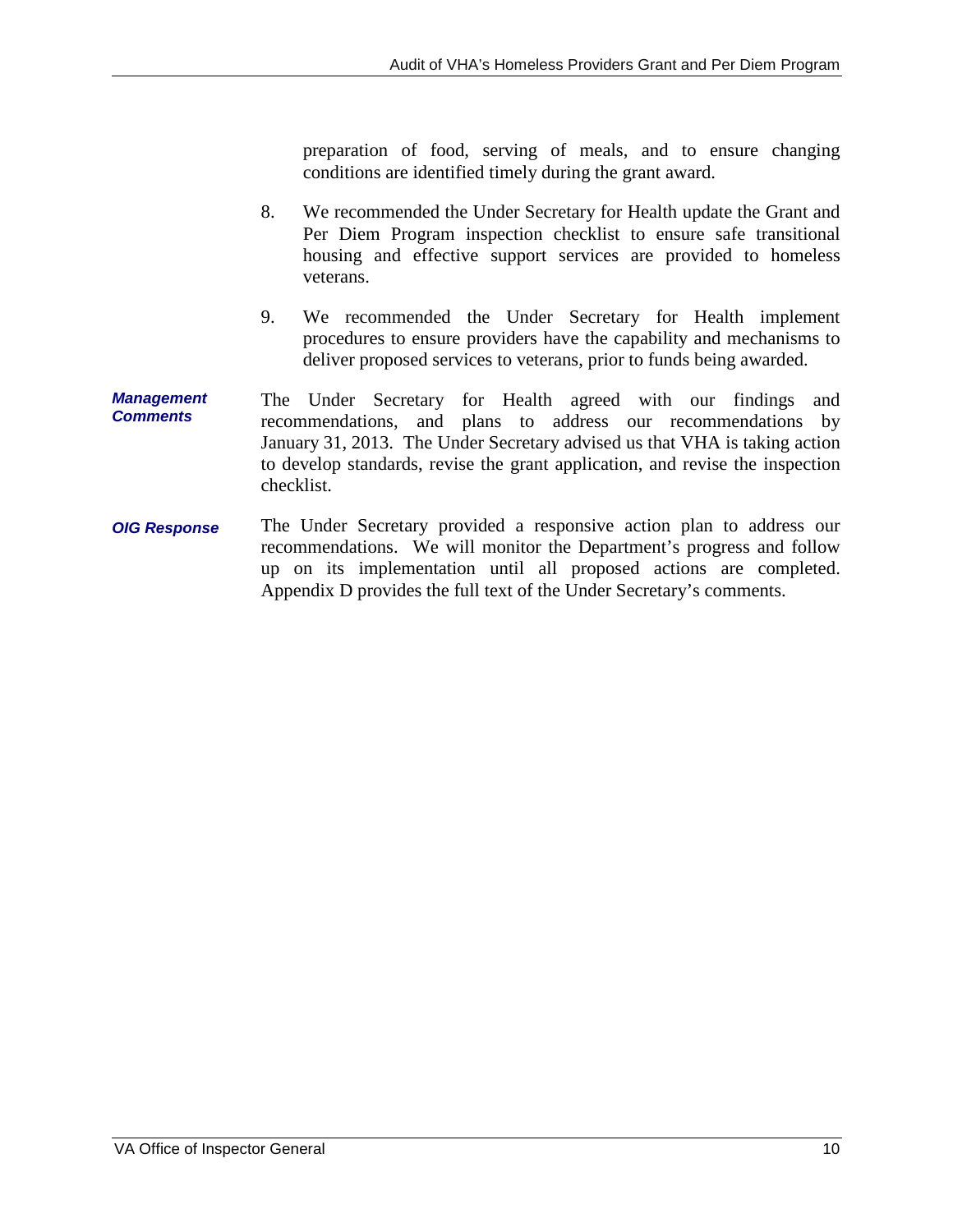preparation of food, serving of meals, and to ensure changing conditions are identified timely during the grant award.

8. We recommended the Under Secretary for Health update the Grant and Per Diem Program inspection checklist to ensure safe transitional housing and effective support services are provided to homeless veterans.

9. We recommended the Under Secretary for Health implement procedures to ensure providers have the capability and mechanisms to deliver proposed services to veterans, prior to funds being awarded.

***Management Comments***

The Under Secretary for Health agreed with our findings and recommendations, and plans to address our recommendations by January 31, 2013. The Under Secretary advised us that VHA is taking action to develop standards, revise the grant application, and revise the inspection checklist.

***OIG Response***

The Under Secretary provided a responsive action plan to address our recommendations. We will monitor the Department's progress and follow up on its implementation until all proposed actions are completed. Appendix D provides the full text of the Under Secretary's comments.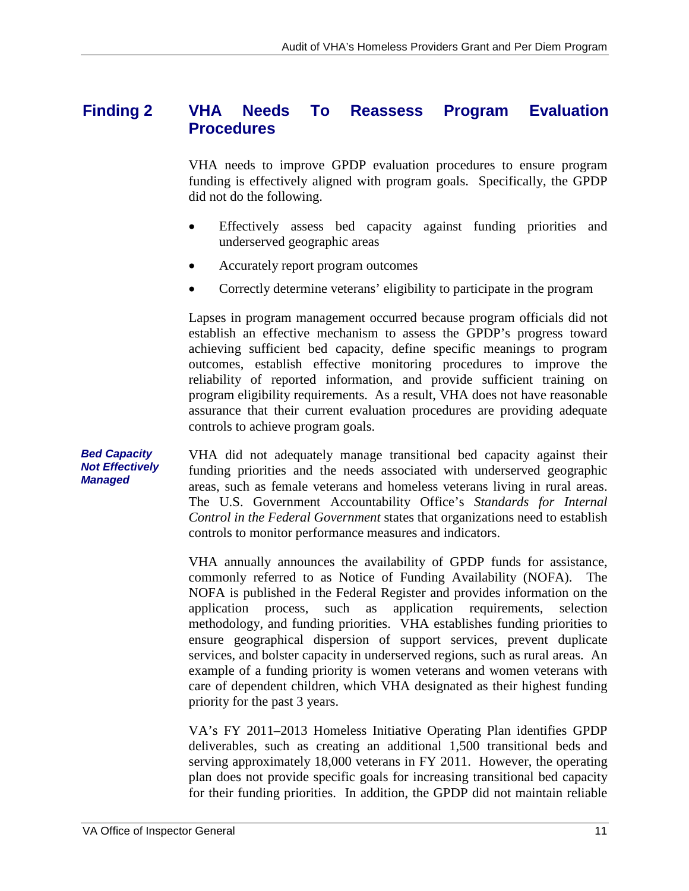## Finding 2 VHA Needs To Reassess Program Evaluation Procedures

VHA needs to improve GPDP evaluation procedures to ensure program funding is effectively aligned with program goals. Specifically, the GPDP did not do the following.

- Effectively assess bed capacity against funding priorities and underserved geographic areas
- Accurately report program outcomes
- Correctly determine veterans' eligibility to participate in the program

Lapses in program management occurred because program officials did not establish an effective mechanism to assess the GPDP's progress toward achieving sufficient bed capacity, define specific meanings to program outcomes, establish effective monitoring procedures to improve the reliability of reported information, and provide sufficient training on program eligibility requirements. As a result, VHA does not have reasonable assurance that their current evaluation procedures are providing adequate controls to achieve program goals.

***Bed Capacity Not Effectively Managed***

VHA did not adequately manage transitional bed capacity against their funding priorities and the needs associated with underserved geographic areas, such as female veterans and homeless veterans living in rural areas. The U.S. Government Accountability Office's *Standards for Internal Control in the Federal Government* states that organizations need to establish controls to monitor performance measures and indicators.

VHA annually announces the availability of GPDP funds for assistance, commonly referred to as Notice of Funding Availability (NOFA). The NOFA is published in the Federal Register and provides information on the application process, such as application requirements, selection methodology, and funding priorities. VHA establishes funding priorities to ensure geographical dispersion of support services, prevent duplicate services, and bolster capacity in underserved regions, such as rural areas. An example of a funding priority is women veterans and women veterans with care of dependent children, which VHA designated as their highest funding priority for the past 3 years.

VA's FY 2011–2013 Homeless Initiative Operating Plan identifies GPDP deliverables, such as creating an additional 1,500 transitional beds and serving approximately 18,000 veterans in FY 2011. However, the operating plan does not provide specific goals for increasing transitional bed capacity for their funding priorities. In addition, the GPDP did not maintain reliable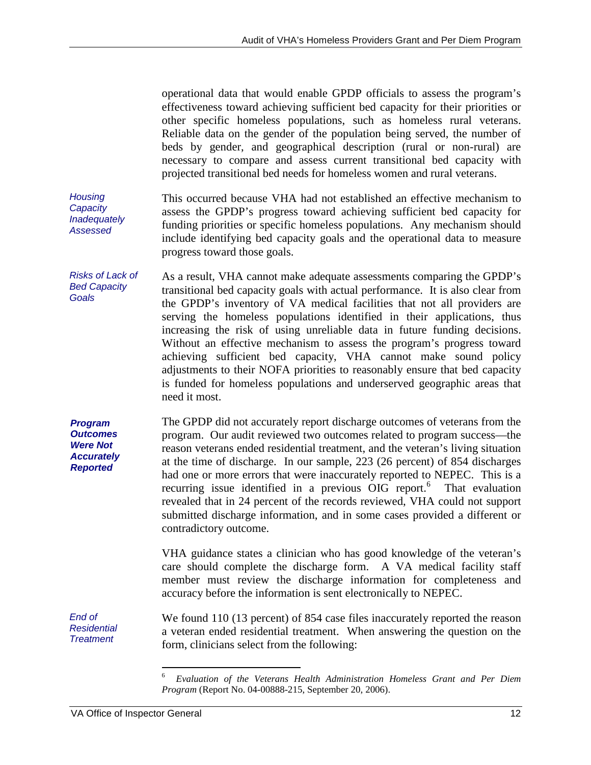operational data that would enable GPDP officials to assess the program's effectiveness toward achieving sufficient bed capacity for their priorities or other specific homeless populations, such as homeless rural veterans. Reliable data on the gender of the population being served, the number of beds by gender, and geographical description (rural or non-rural) are necessary to compare and assess current transitional bed capacity with projected transitional bed needs for homeless women and rural veterans.

*Housing Capacity Inadequately Assessed*

This occurred because VHA had not established an effective mechanism to assess the GPDP's progress toward achieving sufficient bed capacity for funding priorities or specific homeless populations. Any mechanism should include identifying bed capacity goals and the operational data to measure progress toward those goals.

*Risks of Lack of Bed Capacity Goals*

As a result, VHA cannot make adequate assessments comparing the GPDP's transitional bed capacity goals with actual performance. It is also clear from the GPDP's inventory of VA medical facilities that not all providers are serving the homeless populations identified in their applications, thus increasing the risk of using unreliable data in future funding decisions. Without an effective mechanism to assess the program's progress toward achieving sufficient bed capacity, VHA cannot make sound policy adjustments to their NOFA priorities to reasonably ensure that bed capacity is funded for homeless populations and underserved geographic areas that need it most.

***Program Outcomes Were Not Accurately Reported***

The GPDP did not accurately report discharge outcomes of veterans from the program. Our audit reviewed two outcomes related to program success—the reason veterans ended residential treatment, and the veteran's living situation at the time of discharge. In our sample, 223 (26 percent) of 854 discharges had one or more errors that were inaccurately reported to NEPEC. This is a recurring issue identified in a previous OIG report.[6] That evaluation revealed that in 24 percent of the records reviewed, VHA could not support submitted discharge information, and in some cases provided a different or contradictory outcome.

VHA guidance states a clinician who has good knowledge of the veteran's care should complete the discharge form. A VA medical facility staff member must review the discharge information for completeness and accuracy before the information is sent electronically to NEPEC.

*End of Residential Treatment*

We found 110 (13 percent) of 854 case files inaccurately reported the reason a veteran ended residential treatment. When answering the question on the form, clinicians select from the following:

[6] *Evaluation of the Veterans Health Administration Homeless Grant and Per Diem Program* (Report No. 04-00888-215, September 20, 2006).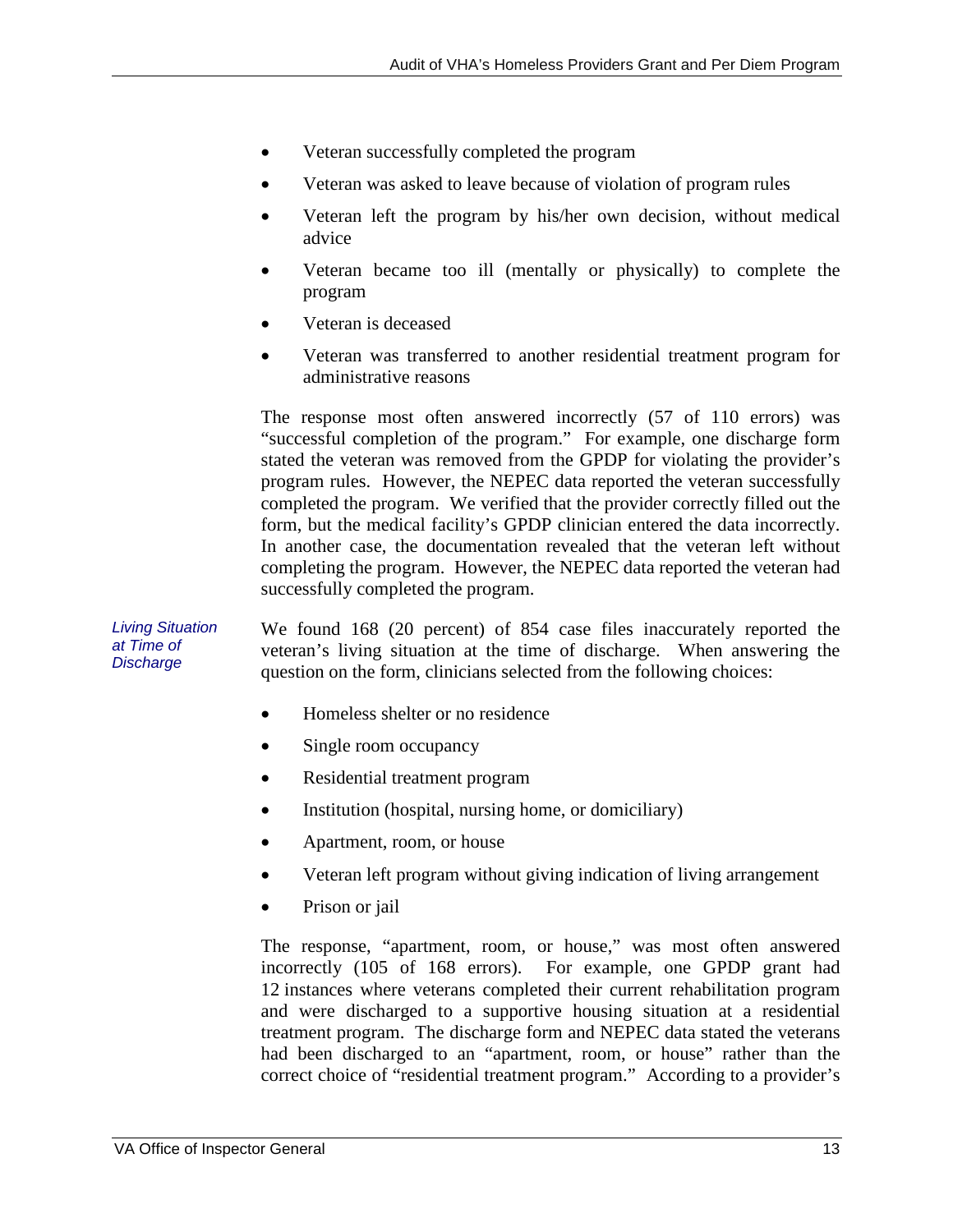- Veteran successfully completed the program
- Veteran was asked to leave because of violation of program rules
- Veteran left the program by his/her own decision, without medical advice
- Veteran became too ill (mentally or physically) to complete the program
- Veteran is deceased
- Veteran was transferred to another residential treatment program for administrative reasons

The response most often answered incorrectly (57 of 110 errors) was "successful completion of the program." For example, one discharge form stated the veteran was removed from the GPDP for violating the provider's program rules. However, the NEPEC data reported the veteran successfully completed the program. We verified that the provider correctly filled out the form, but the medical facility's GPDP clinician entered the data incorrectly. In another case, the documentation revealed that the veteran left without completing the program. However, the NEPEC data reported the veteran had successfully completed the program.

*Living Situation at Time of Discharge*

We found 168 (20 percent) of 854 case files inaccurately reported the veteran's living situation at the time of discharge. When answering the question on the form, clinicians selected from the following choices:

- Homeless shelter or no residence
- Single room occupancy
- Residential treatment program
- Institution (hospital, nursing home, or domiciliary)
- Apartment, room, or house
- Veteran left program without giving indication of living arrangement
- Prison or jail

The response, "apartment, room, or house," was most often answered incorrectly (105 of 168 errors). For example, one GPDP grant had 12 instances where veterans completed their current rehabilitation program and were discharged to a supportive housing situation at a residential treatment program. The discharge form and NEPEC data stated the veterans had been discharged to an "apartment, room, or house" rather than the correct choice of "residential treatment program." According to a provider's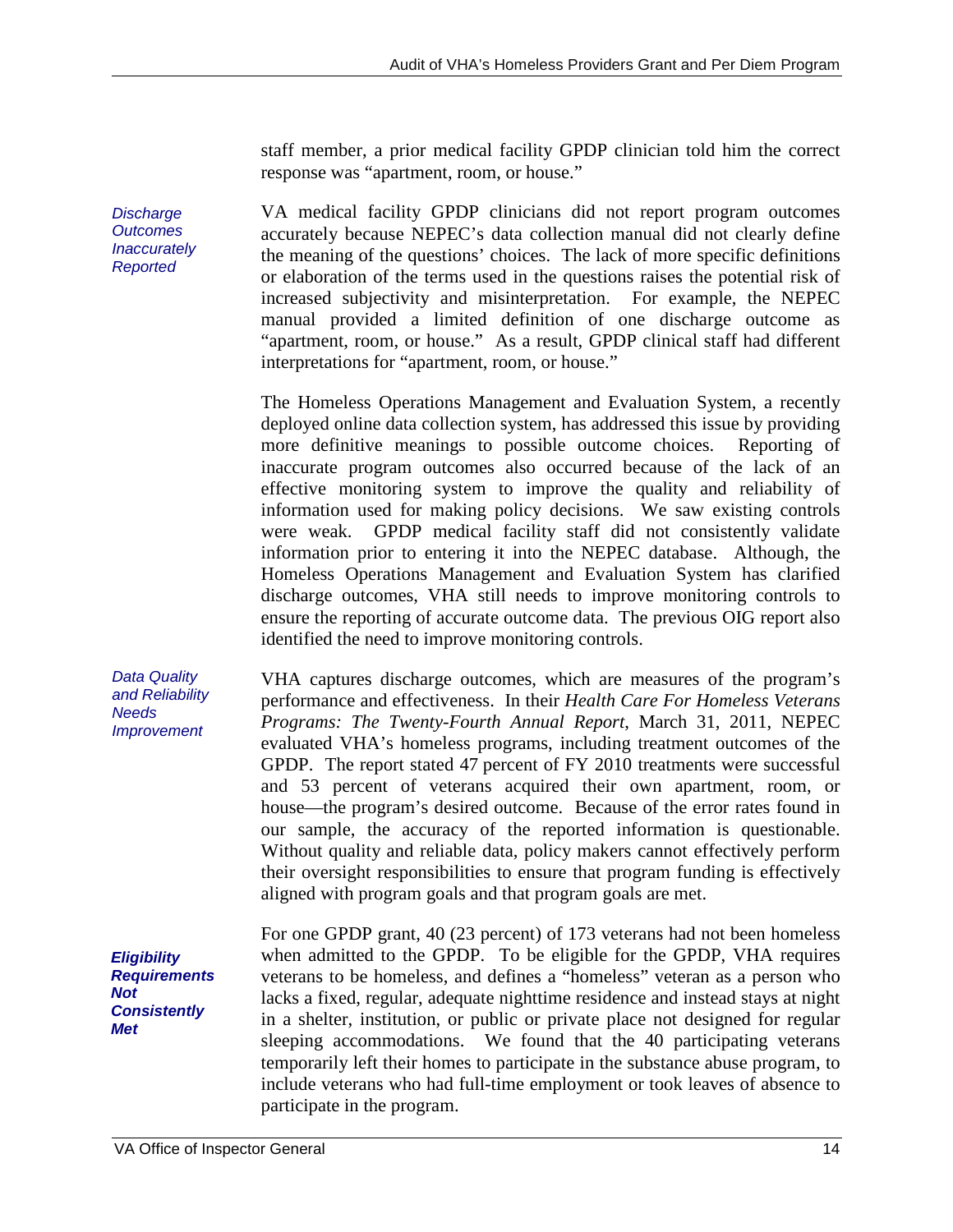staff member, a prior medical facility GPDP clinician told him the correct response was "apartment, room, or house."

*Discharge Outcomes Inaccurately Reported*

VA medical facility GPDP clinicians did not report program outcomes accurately because NEPEC's data collection manual did not clearly define the meaning of the questions' choices. The lack of more specific definitions or elaboration of the terms used in the questions raises the potential risk of increased subjectivity and misinterpretation. For example, the NEPEC manual provided a limited definition of one discharge outcome as "apartment, room, or house." As a result, GPDP clinical staff had different interpretations for "apartment, room, or house."

The Homeless Operations Management and Evaluation System, a recently deployed online data collection system, has addressed this issue by providing more definitive meanings to possible outcome choices. Reporting of inaccurate program outcomes also occurred because of the lack of an effective monitoring system to improve the quality and reliability of information used for making policy decisions. We saw existing controls were weak. GPDP medical facility staff did not consistently validate information prior to entering it into the NEPEC database. Although, the Homeless Operations Management and Evaluation System has clarified discharge outcomes, VHA still needs to improve monitoring controls to ensure the reporting of accurate outcome data. The previous OIG report also identified the need to improve monitoring controls.

*Data Quality and Reliability Needs Improvement*

VHA captures discharge outcomes, which are measures of the program's performance and effectiveness. In their *Health Care For Homeless Veterans Programs: The Twenty-Fourth Annual Report*, March 31, 2011, NEPEC evaluated VHA's homeless programs, including treatment outcomes of the GPDP. The report stated 47 percent of FY 2010 treatments were successful and 53 percent of veterans acquired their own apartment, room, or house—the program's desired outcome. Because of the error rates found in our sample, the accuracy of the reported information is questionable. Without quality and reliable data, policy makers cannot effectively perform their oversight responsibilities to ensure that program funding is effectively aligned with program goals and that program goals are met.

***Eligibility Requirements Not Consistently Met***

For one GPDP grant, 40 (23 percent) of 173 veterans had not been homeless when admitted to the GPDP. To be eligible for the GPDP, VHA requires veterans to be homeless, and defines a "homeless" veteran as a person who lacks a fixed, regular, adequate nighttime residence and instead stays at night in a shelter, institution, or public or private place not designed for regular sleeping accommodations. We found that the 40 participating veterans temporarily left their homes to participate in the substance abuse program, to include veterans who had full-time employment or took leaves of absence to participate in the program.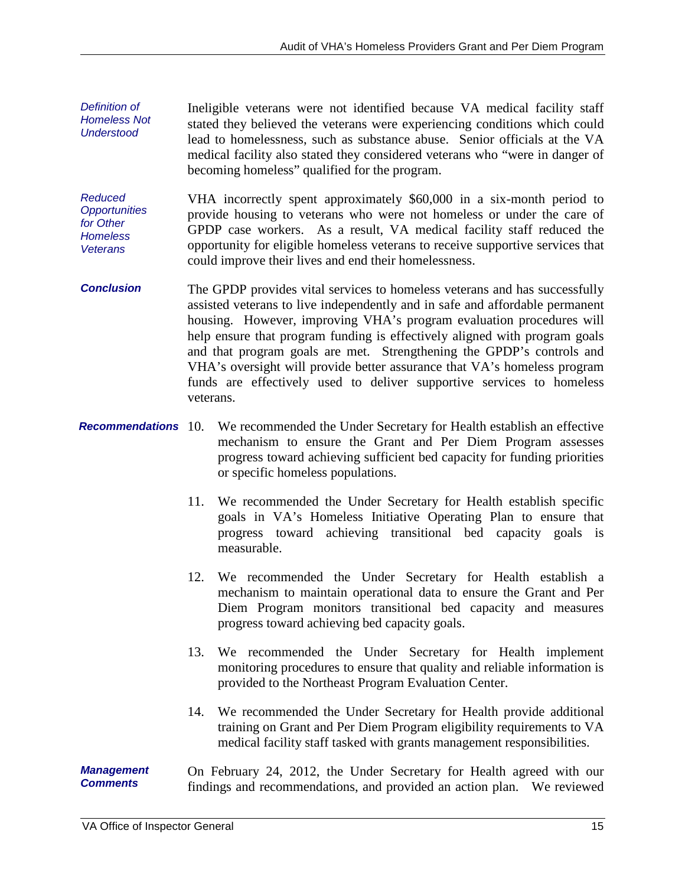***Definition of Homeless Not Understood***

Ineligible veterans were not identified because VA medical facility staff stated they believed the veterans were experiencing conditions which could lead to homelessness, such as substance abuse. Senior officials at the VA medical facility also stated they considered veterans who "were in danger of becoming homeless" qualified for the program.

***Reduced Opportunities for Other Homeless Veterans***

VHA incorrectly spent approximately $60,000 in a six-month period to provide housing to veterans who were not homeless or under the care of GPDP case workers. As a result, VA medical facility staff reduced the opportunity for eligible homeless veterans to receive supportive services that could improve their lives and end their homelessness.

***Conclusion***

The GPDP provides vital services to homeless veterans and has successfully assisted veterans to live independently and in safe and affordable permanent housing. However, improving VHA's program evaluation procedures will help ensure that program funding is effectively aligned with program goals and that program goals are met. Strengthening the GPDP's controls and VHA's oversight will provide better assurance that VA's homeless program funds are effectively used to deliver supportive services to homeless veterans.

***Recommendations***

10. We recommended the Under Secretary for Health establish an effective mechanism to ensure the Grant and Per Diem Program assesses progress toward achieving sufficient bed capacity for funding priorities or specific homeless populations.

11. We recommended the Under Secretary for Health establish specific goals in VA's Homeless Initiative Operating Plan to ensure that progress toward achieving transitional bed capacity goals is measurable.

12. We recommended the Under Secretary for Health establish a mechanism to maintain operational data to ensure the Grant and Per Diem Program monitors transitional bed capacity and measures progress toward achieving bed capacity goals.

13. We recommended the Under Secretary for Health implement monitoring procedures to ensure that quality and reliable information is provided to the Northeast Program Evaluation Center.

14. We recommended the Under Secretary for Health provide additional training on Grant and Per Diem Program eligibility requirements to VA medical facility staff tasked with grants management responsibilities.

***Management Comments***

On February 24, 2012, the Under Secretary for Health agreed with our findings and recommendations, and provided an action plan. We reviewed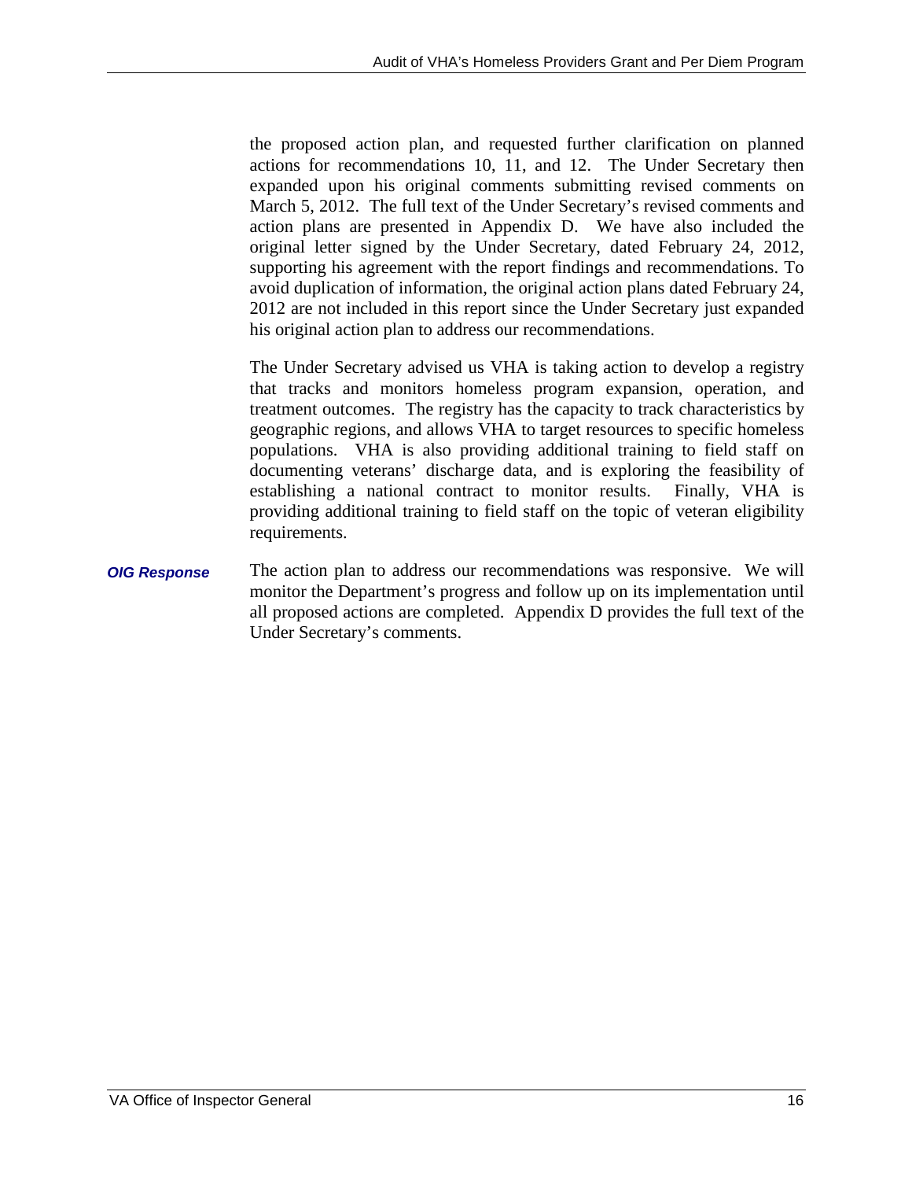the proposed action plan, and requested further clarification on planned actions for recommendations 10, 11, and 12. The Under Secretary then expanded upon his original comments submitting revised comments on March 5, 2012. The full text of the Under Secretary's revised comments and action plans are presented in Appendix D. We have also included the original letter signed by the Under Secretary, dated February 24, 2012, supporting his agreement with the report findings and recommendations. To avoid duplication of information, the original action plans dated February 24, 2012 are not included in this report since the Under Secretary just expanded his original action plan to address our recommendations.

The Under Secretary advised us VHA is taking action to develop a registry that tracks and monitors homeless program expansion, operation, and treatment outcomes. The registry has the capacity to track characteristics by geographic regions, and allows VHA to target resources to specific homeless populations. VHA is also providing additional training to field staff on documenting veterans' discharge data, and is exploring the feasibility of establishing a national contract to monitor results. Finally, VHA is providing additional training to field staff on the topic of veteran eligibility requirements.

***OIG Response***

The action plan to address our recommendations was responsive. We will monitor the Department's progress and follow up on its implementation until all proposed actions are completed. Appendix D provides the full text of the Under Secretary's comments.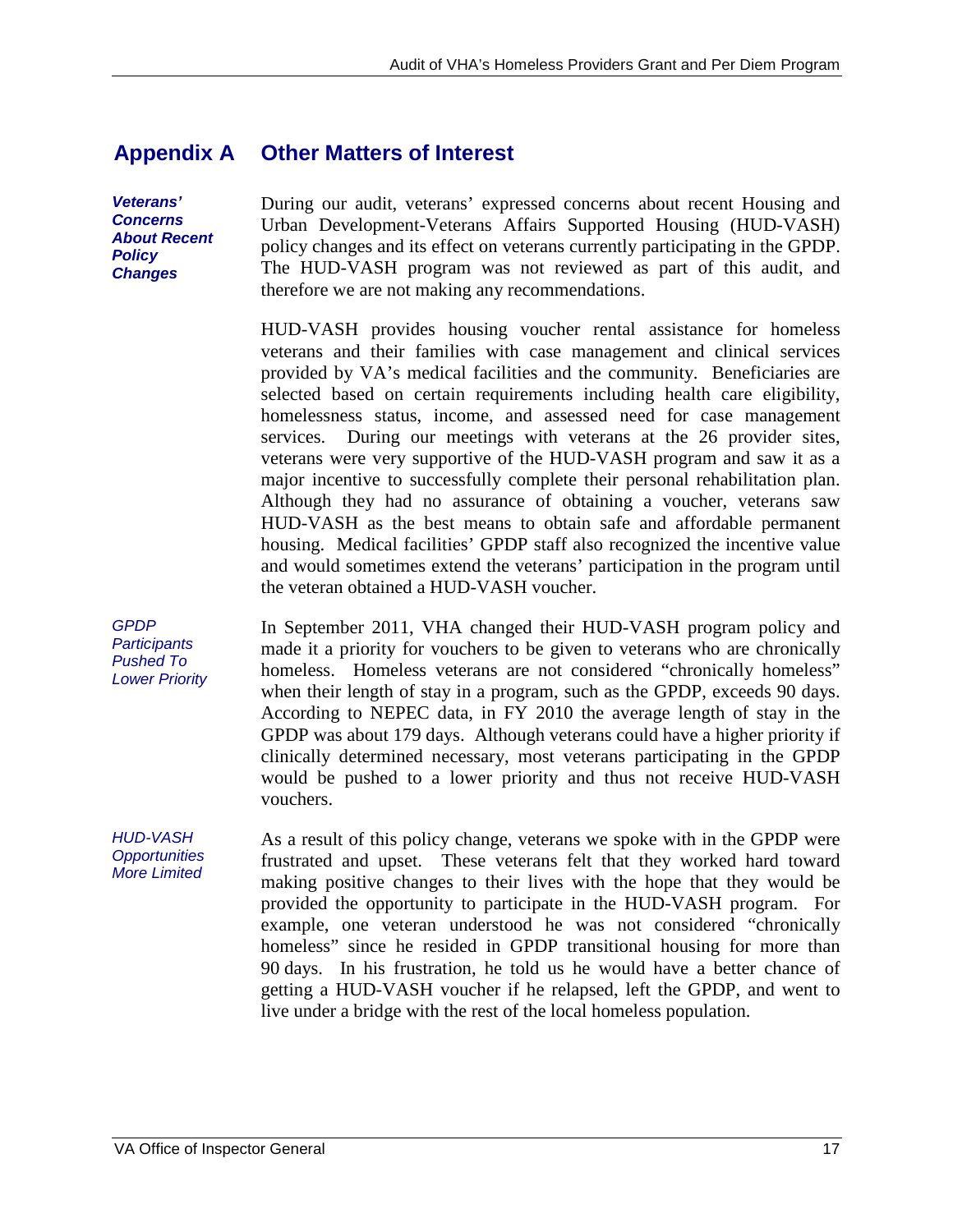## Appendix A Other Matters of Interest

***Veterans' Concerns About Recent Policy Changes***

During our audit, veterans' expressed concerns about recent Housing and Urban Development-Veterans Affairs Supported Housing (HUD-VASH) policy changes and its effect on veterans currently participating in the GPDP. The HUD-VASH program was not reviewed as part of this audit, and therefore we are not making any recommendations.

HUD-VASH provides housing voucher rental assistance for homeless veterans and their families with case management and clinical services provided by VA's medical facilities and the community. Beneficiaries are selected based on certain requirements including health care eligibility, homelessness status, income, and assessed need for case management services. During our meetings with veterans at the 26 provider sites, veterans were very supportive of the HUD-VASH program and saw it as a major incentive to successfully complete their personal rehabilitation plan. Although they had no assurance of obtaining a voucher, veterans saw HUD-VASH as the best means to obtain safe and affordable permanent housing. Medical facilities' GPDP staff also recognized the incentive value and would sometimes extend the veterans' participation in the program until the veteran obtained a HUD-VASH voucher.

*GPDP Participants Pushed To Lower Priority*

In September 2011, VHA changed their HUD-VASH program policy and made it a priority for vouchers to be given to veterans who are chronically homeless. Homeless veterans are not considered "chronically homeless" when their length of stay in a program, such as the GPDP, exceeds 90 days. According to NEPEC data, in FY 2010 the average length of stay in the GPDP was about 179 days. Although veterans could have a higher priority if clinically determined necessary, most veterans participating in the GPDP would be pushed to a lower priority and thus not receive HUD-VASH vouchers.

*HUD-VASH Opportunities More Limited*

As a result of this policy change, veterans we spoke with in the GPDP were frustrated and upset. These veterans felt that they worked hard toward making positive changes to their lives with the hope that they would be provided the opportunity to participate in the HUD-VASH program. For example, one veteran understood he was not considered "chronically homeless" since he resided in GPDP transitional housing for more than 90 days. In his frustration, he told us he would have a better chance of getting a HUD-VASH voucher if he relapsed, left the GPDP, and went to live under a bridge with the rest of the local homeless population.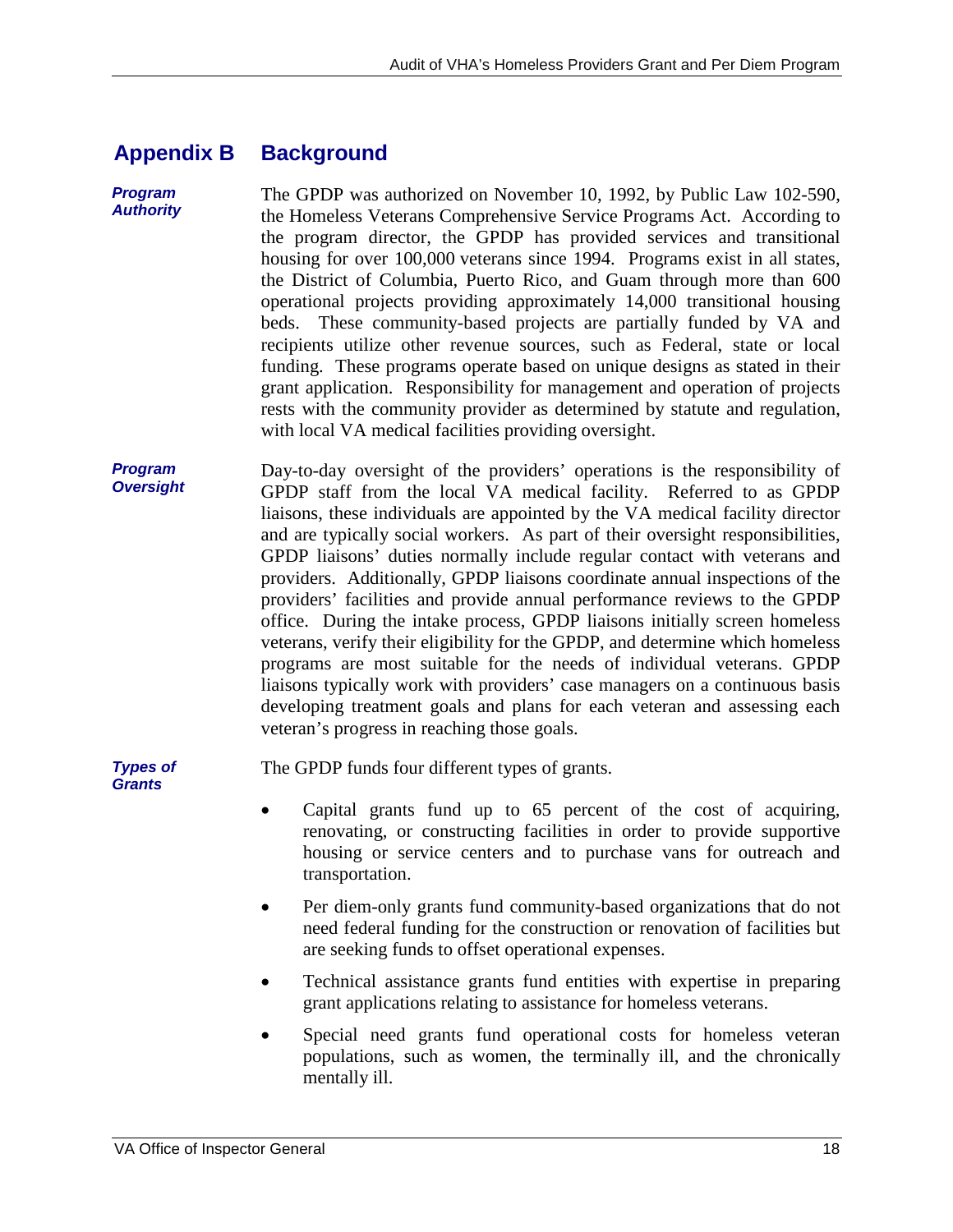# Appendix B Background

***Program Authority***

The GPDP was authorized on November 10, 1992, by Public Law 102-590, the Homeless Veterans Comprehensive Service Programs Act. According to the program director, the GPDP has provided services and transitional housing for over 100,000 veterans since 1994. Programs exist in all states, the District of Columbia, Puerto Rico, and Guam through more than 600 operational projects providing approximately 14,000 transitional housing beds. These community-based projects are partially funded by VA and recipients utilize other revenue sources, such as Federal, state or local funding. These programs operate based on unique designs as stated in their grant application. Responsibility for management and operation of projects rests with the community provider as determined by statute and regulation, with local VA medical facilities providing oversight.

***Program Oversight***

Day-to-day oversight of the providers' operations is the responsibility of GPDP staff from the local VA medical facility. Referred to as GPDP liaisons, these individuals are appointed by the VA medical facility director and are typically social workers. As part of their oversight responsibilities, GPDP liaisons' duties normally include regular contact with veterans and providers. Additionally, GPDP liaisons coordinate annual inspections of the providers' facilities and provide annual performance reviews to the GPDP office. During the intake process, GPDP liaisons initially screen homeless veterans, verify their eligibility for the GPDP, and determine which homeless programs are most suitable for the needs of individual veterans. GPDP liaisons typically work with providers' case managers on a continuous basis developing treatment goals and plans for each veteran and assessing each veteran's progress in reaching those goals.

***Types of Grants***

The GPDP funds four different types of grants.

- Capital grants fund up to 65 percent of the cost of acquiring, renovating, or constructing facilities in order to provide supportive housing or service centers and to purchase vans for outreach and transportation.
- Per diem-only grants fund community-based organizations that do not need federal funding for the construction or renovation of facilities but are seeking funds to offset operational expenses.
- Technical assistance grants fund entities with expertise in preparing grant applications relating to assistance for homeless veterans.
- Special need grants fund operational costs for homeless veteran populations, such as women, the terminally ill, and the chronically mentally ill.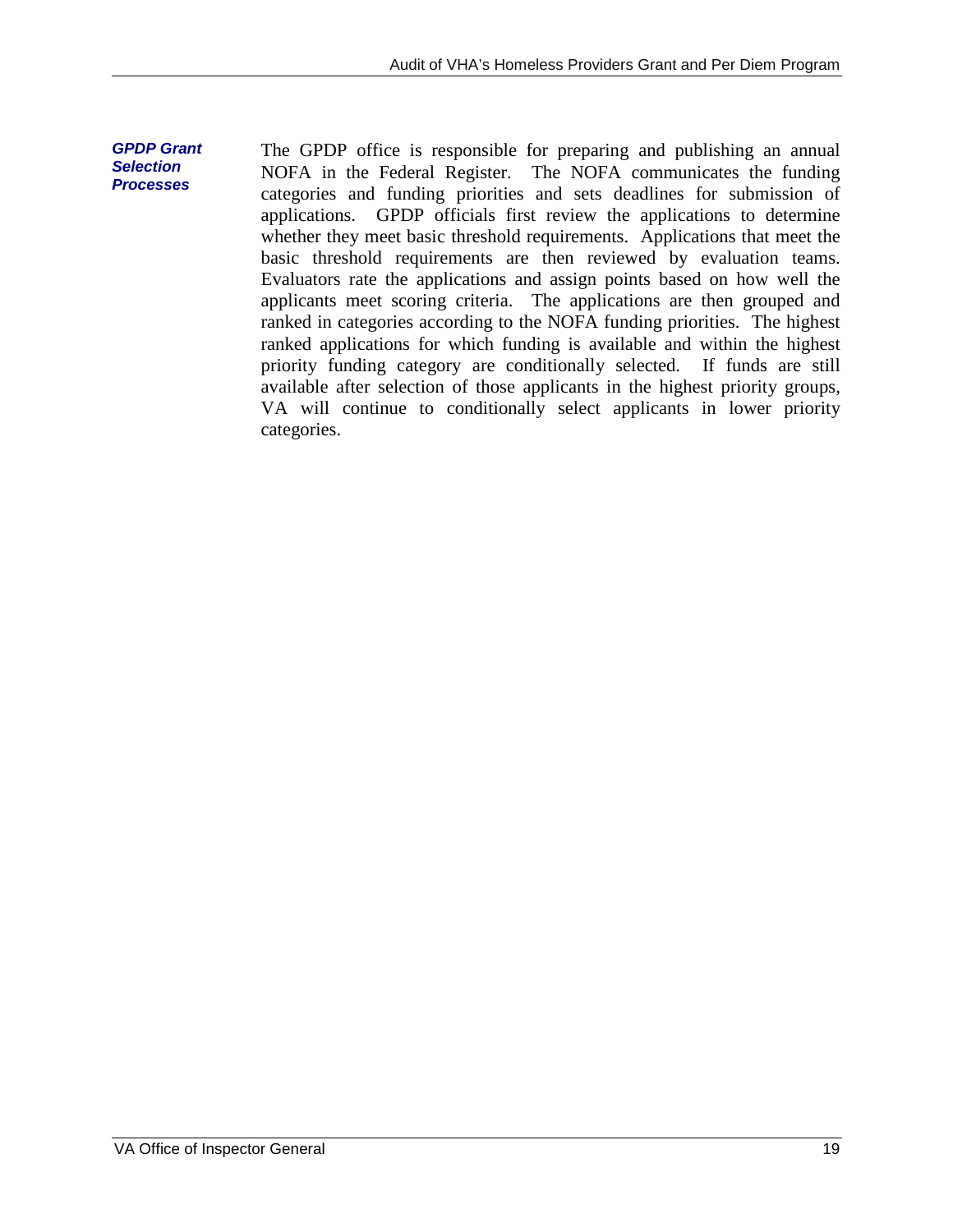***GPDP Grant Selection Processes***

The GPDP office is responsible for preparing and publishing an annual NOFA in the Federal Register. The NOFA communicates the funding categories and funding priorities and sets deadlines for submission of applications. GPDP officials first review the applications to determine whether they meet basic threshold requirements. Applications that meet the basic threshold requirements are then reviewed by evaluation teams. Evaluators rate the applications and assign points based on how well the applicants meet scoring criteria. The applications are then grouped and ranked in categories according to the NOFA funding priorities. The highest ranked applications for which funding is available and within the highest priority funding category are conditionally selected. If funds are still available after selection of those applicants in the highest priority groups, VA will continue to conditionally select applicants in lower priority categories.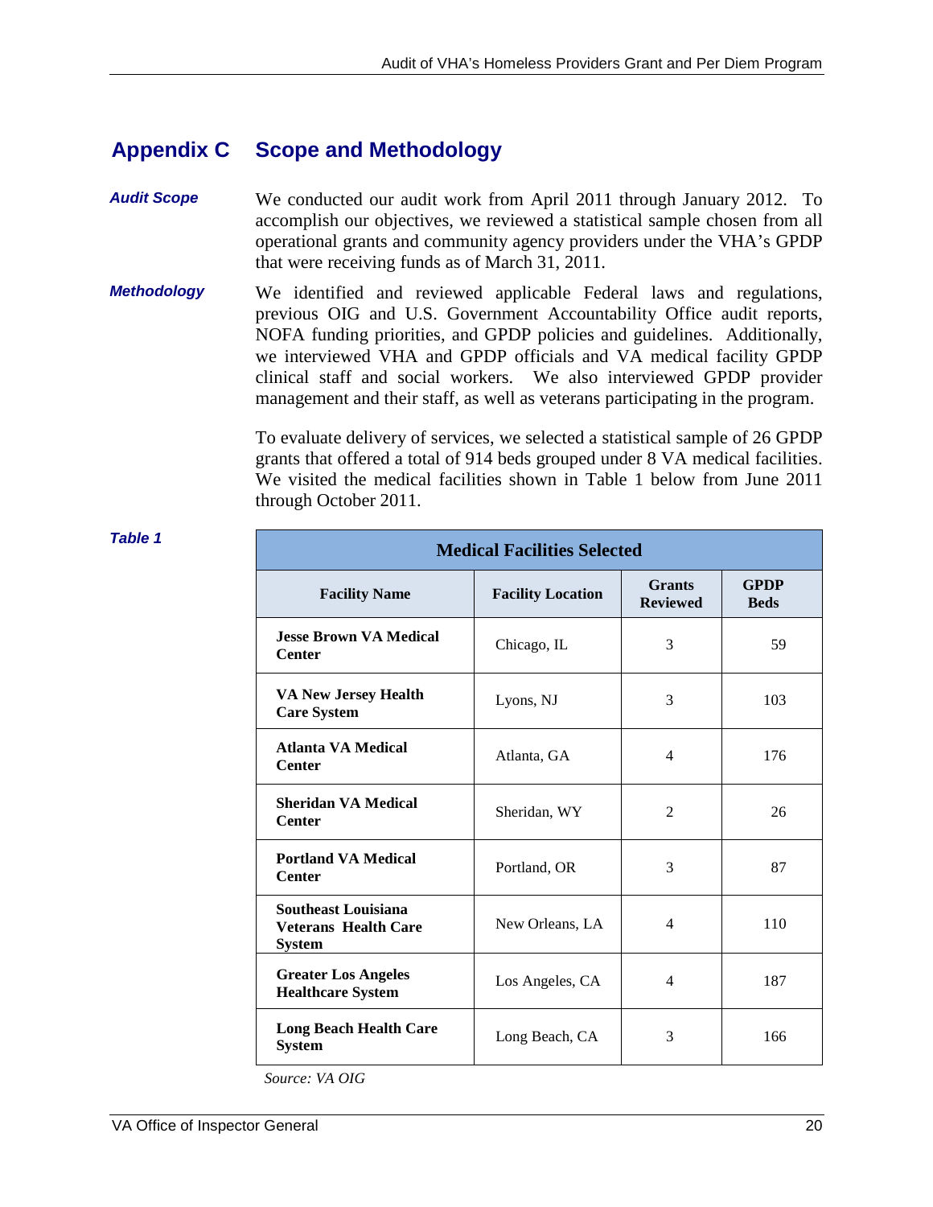## Appendix C Scope and Methodology

***Audit Scope***

We conducted our audit work from April 2011 through January 2012. To accomplish our objectives, we reviewed a statistical sample chosen from all operational grants and community agency providers under the VHA's GPDP that were receiving funds as of March 31, 2011.

***Methodology***

We identified and reviewed applicable Federal laws and regulations, previous OIG and U.S. Government Accountability Office audit reports, NOFA funding priorities, and GPDP policies and guidelines. Additionally, we interviewed VHA and GPDP officials and VA medical facility GPDP clinical staff and social workers. We also interviewed GPDP provider management and their staff, as well as veterans participating in the program.

To evaluate delivery of services, we selected a statistical sample of 26 GPDP grants that offered a total of 914 beds grouped under 8 VA medical facilities. We visited the medical facilities shown in Table 1 below from June 2011 through October 2011.

***Table 1***

**Medical Facilities Selected**

| Facility Name | Facility Location | Grants Reviewed | GPDP Beds |
|---|---|---|---|
| **Jesse Brown VA Medical Center** | Chicago, IL | 3 | 59 |
| **VA New Jersey Health Care System** | Lyons, NJ | 3 | 103 |
| **Atlanta VA Medical Center** | Atlanta, GA | 4 | 176 |
| **Sheridan VA Medical Center** | Sheridan, WY | 2 | 26 |
| **Portland VA Medical Center** | Portland, OR | 3 | 87 |
| **Southeast Louisiana Veterans Health Care System** | New Orleans, LA | 4 | 110 |
| **Greater Los Angeles Healthcare System** | Los Angeles, CA | 4 | 187 |
| **Long Beach Health Care System** | Long Beach, CA | 3 | 166 |

*Source: VA OIG*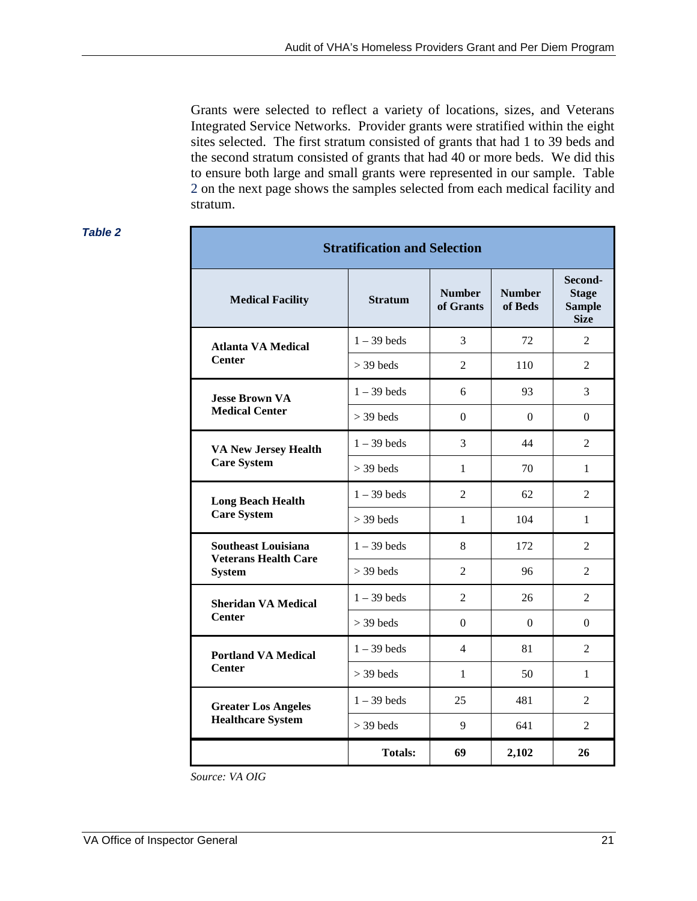Grants were selected to reflect a variety of locations, sizes, and Veterans Integrated Service Networks. Provider grants were stratified within the eight sites selected. The first stratum consisted of grants that had 1 to 39 beds and the second stratum consisted of grants that had 40 or more beds. We did this to ensure both large and small grants were represented in our sample. Table 2 on the next page shows the samples selected from each medical facility and stratum.

***Table 2***

| Stratification and Selection | | | | |
|---|---|---|---|---|
| **Medical Facility** | **Stratum** | **Number of Grants** | **Number of Beds** | **Second-Stage Sample Size** |
| **Atlanta VA Medical Center** | 1 – 39 beds | 3 | 72 | 2 |
| | > 39 beds | 2 | 110 | 2 |
| **Jesse Brown VA Medical Center** | 1 – 39 beds | 6 | 93 | 3 |
| | > 39 beds | 0 | 0 | 0 |
| **VA New Jersey Health Care System** | 1 – 39 beds | 3 | 44 | 2 |
| | > 39 beds | 1 | 70 | 1 |
| **Long Beach Health Care System** | 1 – 39 beds | 2 | 62 | 2 |
| | > 39 beds | 1 | 104 | 1 |
| **Southeast Louisiana Veterans Health Care System** | 1 – 39 beds | 8 | 172 | 2 |
| | > 39 beds | 2 | 96 | 2 |
| **Sheridan VA Medical Center** | 1 – 39 beds | 2 | 26 | 2 |
| | > 39 beds | 0 | 0 | 0 |
| **Portland VA Medical Center** | 1 – 39 beds | 4 | 81 | 2 |
| | > 39 beds | 1 | 50 | 1 |
| **Greater Los Angeles Healthcare System** | 1 – 39 beds | 25 | 481 | 2 |
| | > 39 beds | 9 | 641 | 2 |
| | **Totals:** | **69** | **2,102** | **26** |

*Source: VA OIG*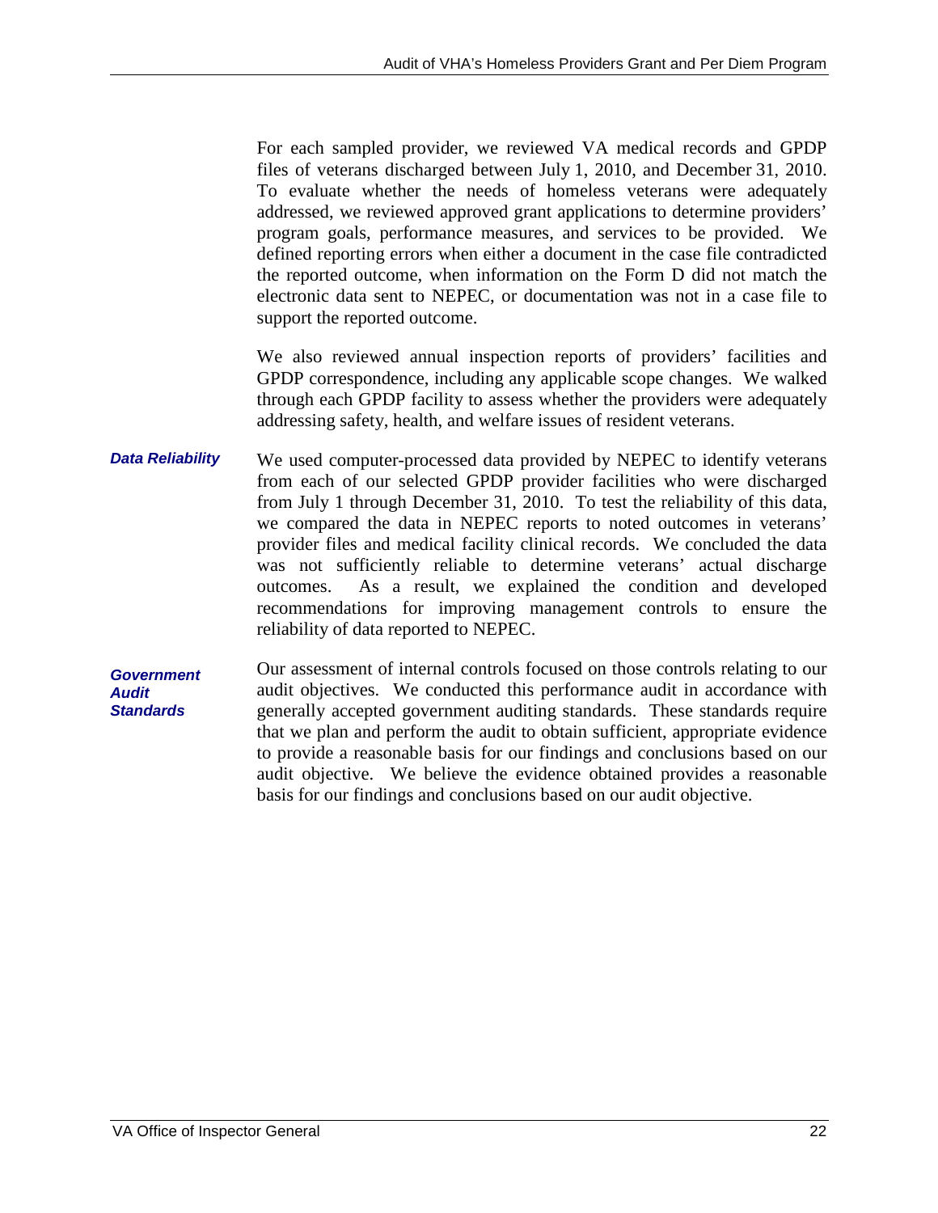For each sampled provider, we reviewed VA medical records and GPDP files of veterans discharged between July 1, 2010, and December 31, 2010. To evaluate whether the needs of homeless veterans were adequately addressed, we reviewed approved grant applications to determine providers' program goals, performance measures, and services to be provided. We defined reporting errors when either a document in the case file contradicted the reported outcome, when information on the Form D did not match the electronic data sent to NEPEC, or documentation was not in a case file to support the reported outcome.

We also reviewed annual inspection reports of providers' facilities and GPDP correspondence, including any applicable scope changes. We walked through each GPDP facility to assess whether the providers were adequately addressing safety, health, and welfare issues of resident veterans.

***Data Reliability***

We used computer-processed data provided by NEPEC to identify veterans from each of our selected GPDP provider facilities who were discharged from July 1 through December 31, 2010. To test the reliability of this data, we compared the data in NEPEC reports to noted outcomes in veterans' provider files and medical facility clinical records. We concluded the data was not sufficiently reliable to determine veterans' actual discharge outcomes. As a result, we explained the condition and developed recommendations for improving management controls to ensure the reliability of data reported to NEPEC.

***Government Audit Standards***

Our assessment of internal controls focused on those controls relating to our audit objectives. We conducted this performance audit in accordance with generally accepted government auditing standards. These standards require that we plan and perform the audit to obtain sufficient, appropriate evidence to provide a reasonable basis for our findings and conclusions based on our audit objective. We believe the evidence obtained provides a reasonable basis for our findings and conclusions based on our audit objective.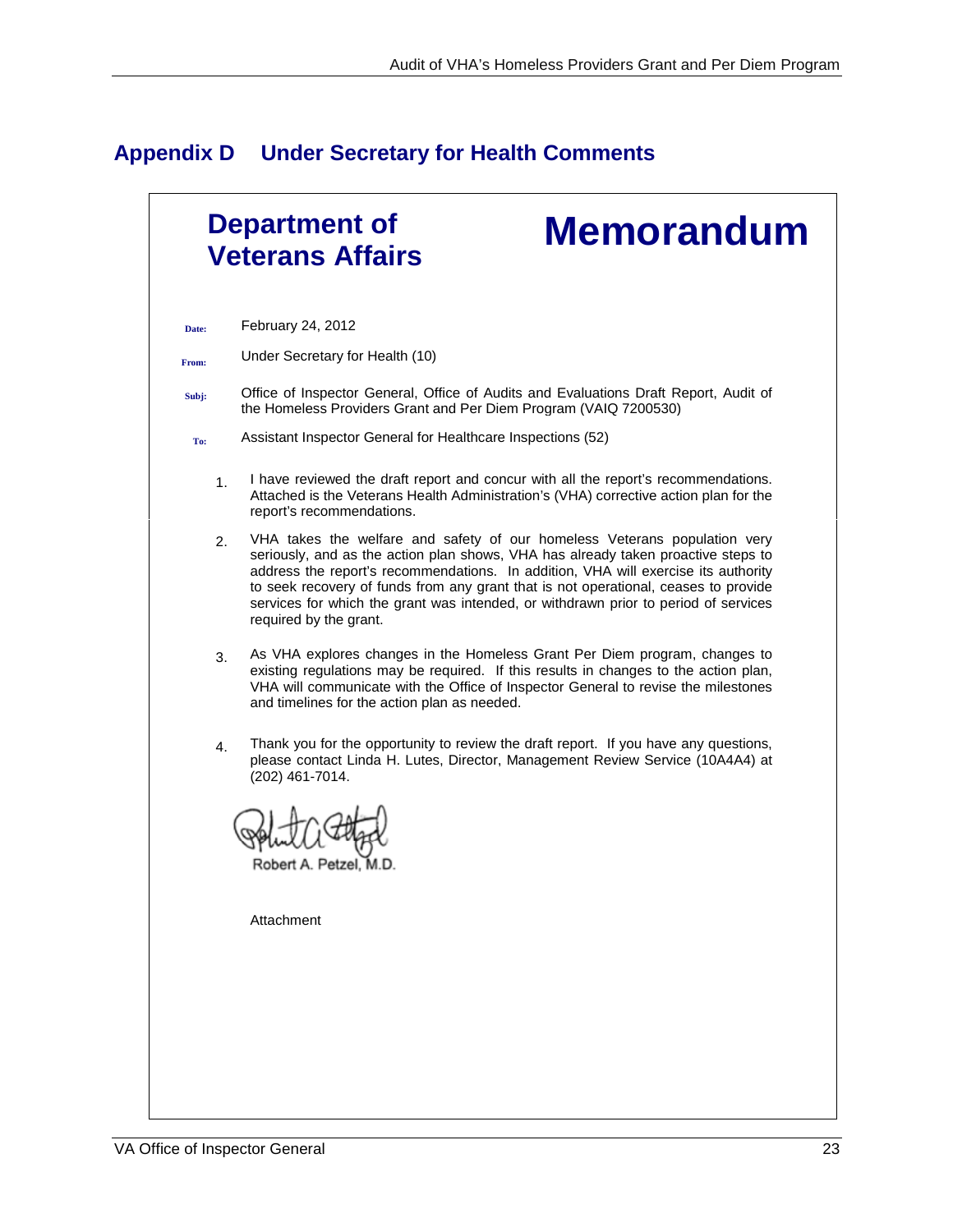## Appendix D Under Secretary for Health Comments

**Department of Veterans Affairs** **Memorandum**

**Date:** February 24, 2012

**From:** Under Secretary for Health (10)

**Subj:** Office of Inspector General, Office of Audits and Evaluations Draft Report, Audit of the Homeless Providers Grant and Per Diem Program (VAIQ 7200530)

**To:** Assistant Inspector General for Healthcare Inspections (52)

1. I have reviewed the draft report and concur with all the report's recommendations. Attached is the Veterans Health Administration's (VHA) corrective action plan for the report's recommendations.

2. VHA takes the welfare and safety of our homeless Veterans population very seriously, and as the action plan shows, VHA has already taken proactive steps to address the report's recommendations. In addition, VHA will exercise its authority to seek recovery of funds from any grant that is not operational, ceases to provide services for which the grant was intended, or withdrawn prior to period of services required by the grant.

3. As VHA explores changes in the Homeless Grant Per Diem program, changes to existing regulations may be required. If this results in changes to the action plan, VHA will communicate with the Office of Inspector General to revise the milestones and timelines for the action plan as needed.

4. Thank you for the opportunity to review the draft report. If you have any questions, please contact Linda H. Lutes, Director, Management Review Service (10A4A4) at (202) 461-7014.

Robert A. Petzel, M.D.

Attachment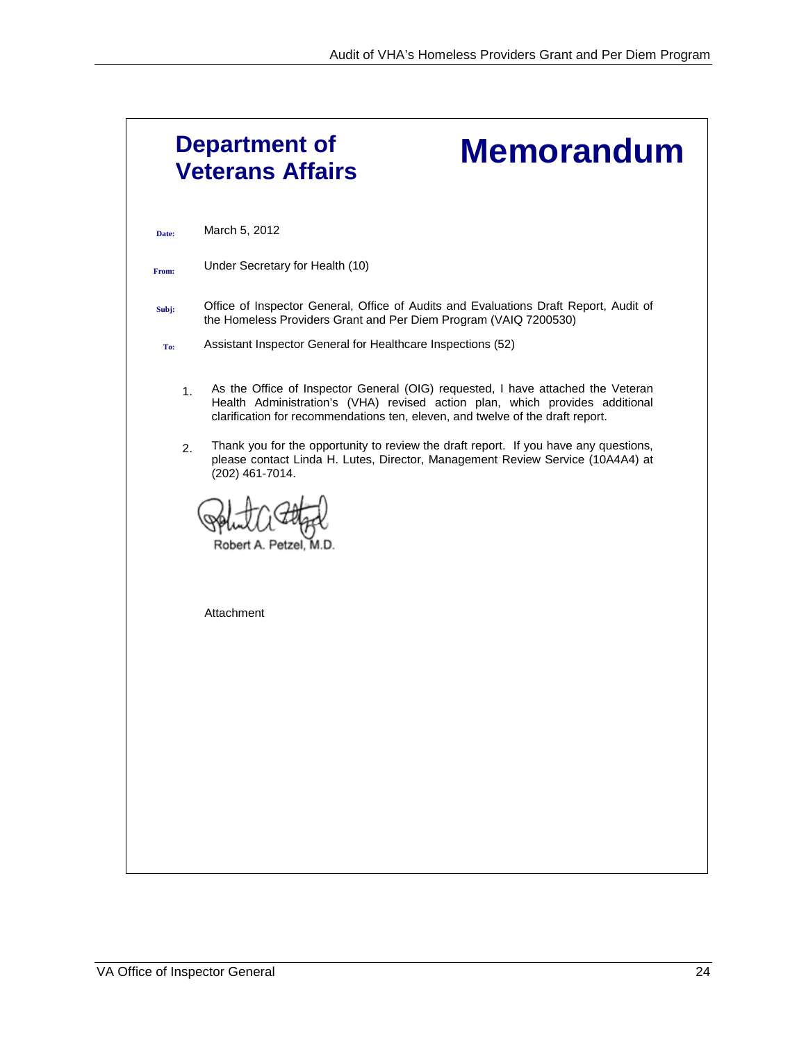# Department of Veterans Affairs

# Memorandum

**Date:** March 5, 2012

**From:** Under Secretary for Health (10)

**Subj:** Office of Inspector General, Office of Audits and Evaluations Draft Report, Audit of the Homeless Providers Grant and Per Diem Program (VAIQ 7200530)

**To:** Assistant Inspector General for Healthcare Inspections (52)

1. As the Office of Inspector General (OIG) requested, I have attached the Veteran Health Administration's (VHA) revised action plan, which provides additional clarification for recommendations ten, eleven, and twelve of the draft report.

2. Thank you for the opportunity to review the draft report. If you have any questions, please contact Linda H. Lutes, Director, Management Review Service (10A4A4) at (202) 461-7014.

Robert A. Petzel, M.D.

Attachment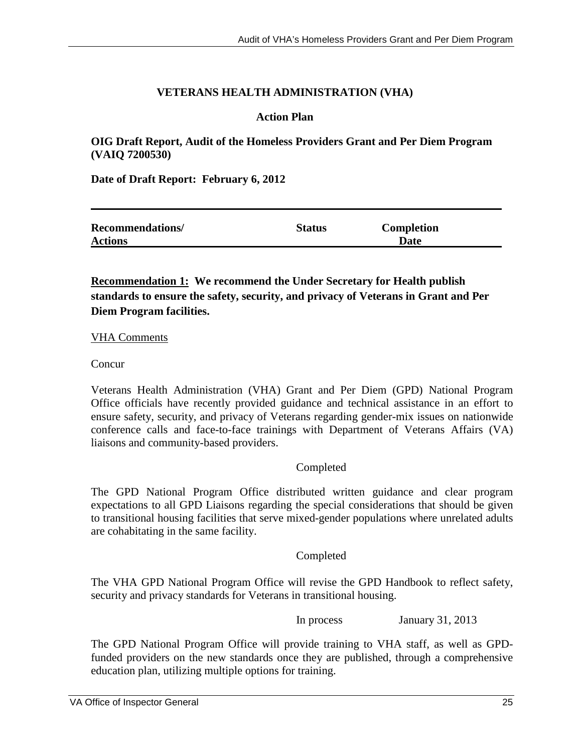**VETERANS HEALTH ADMINISTRATION (VHA)**

**Action Plan**

**OIG Draft Report, Audit of the Homeless Providers Grant and Per Diem Program (VAIQ 7200530)**

**Date of Draft Report: February 6, 2012**

| Recommendations/ Actions | Status | Completion Date |
|---|---|---|

**Recommendation 1: We recommend the Under Secretary for Health publish standards to ensure the safety, security, and privacy of Veterans in Grant and Per Diem Program facilities.**

VHA Comments

Concur

Veterans Health Administration (VHA) Grant and Per Diem (GPD) National Program Office officials have recently provided guidance and technical assistance in an effort to ensure safety, security, and privacy of Veterans regarding gender-mix issues on nationwide conference calls and face-to-face trainings with Department of Veterans Affairs (VA) liaisons and community-based providers.

Completed

The GPD National Program Office distributed written guidance and clear program expectations to all GPD Liaisons regarding the special considerations that should be given to transitional housing facilities that serve mixed-gender populations where unrelated adults are cohabitating in the same facility.

Completed

The VHA GPD National Program Office will revise the GPD Handbook to reflect safety, security and privacy standards for Veterans in transitional housing.

In process January 31, 2013

The GPD National Program Office will provide training to VHA staff, as well as GPD-funded providers on the new standards once they are published, through a comprehensive education plan, utilizing multiple options for training.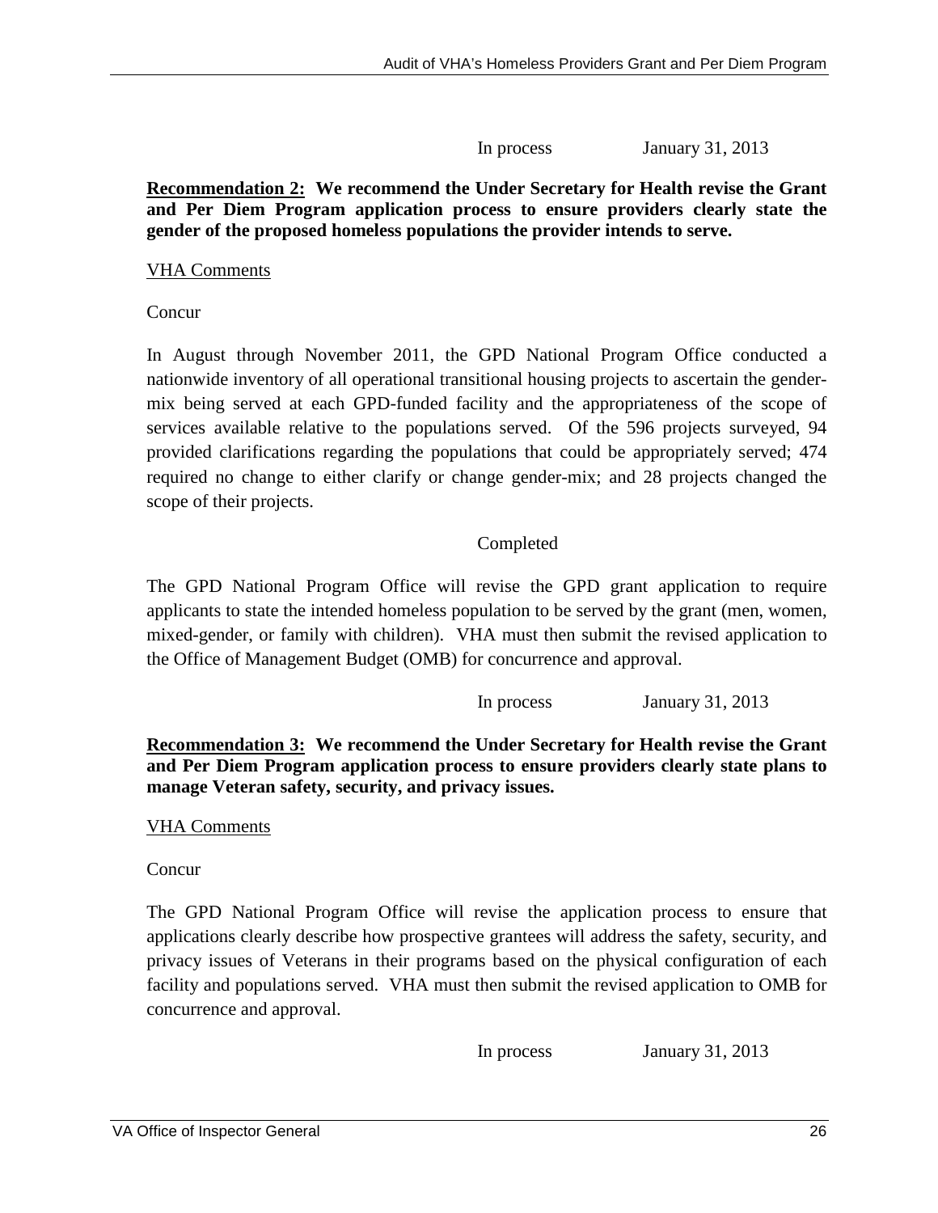In process January 31, 2013

**Recommendation 2: We recommend the Under Secretary for Health revise the Grant and Per Diem Program application process to ensure providers clearly state the gender of the proposed homeless populations the provider intends to serve.**

VHA Comments

Concur

In August through November 2011, the GPD National Program Office conducted a nationwide inventory of all operational transitional housing projects to ascertain the gender-mix being served at each GPD-funded facility and the appropriateness of the scope of services available relative to the populations served. Of the 596 projects surveyed, 94 provided clarifications regarding the populations that could be appropriately served; 474 required no change to either clarify or change gender-mix; and 28 projects changed the scope of their projects.

Completed

The GPD National Program Office will revise the GPD grant application to require applicants to state the intended homeless population to be served by the grant (men, women, mixed-gender, or family with children). VHA must then submit the revised application to the Office of Management Budget (OMB) for concurrence and approval.

In process January 31, 2013

**Recommendation 3: We recommend the Under Secretary for Health revise the Grant and Per Diem Program application process to ensure providers clearly state plans to manage Veteran safety, security, and privacy issues.**

VHA Comments

Concur

The GPD National Program Office will revise the application process to ensure that applications clearly describe how prospective grantees will address the safety, security, and privacy issues of Veterans in their programs based on the physical configuration of each facility and populations served. VHA must then submit the revised application to OMB for concurrence and approval.

In process January 31, 2013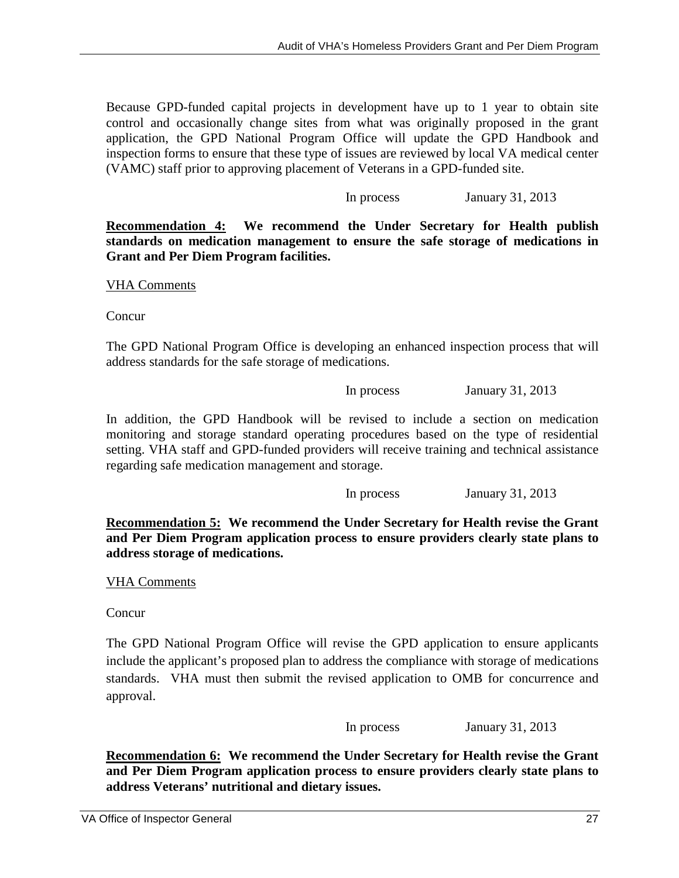Because GPD-funded capital projects in development have up to 1 year to obtain site control and occasionally change sites from what was originally proposed in the grant application, the GPD National Program Office will update the GPD Handbook and inspection forms to ensure that these type of issues are reviewed by local VA medical center (VAMC) staff prior to approving placement of Veterans in a GPD-funded site.

In process January 31, 2013

**Recommendation 4: We recommend the Under Secretary for Health publish standards on medication management to ensure the safe storage of medications in Grant and Per Diem Program facilities.**

VHA Comments

Concur

The GPD National Program Office is developing an enhanced inspection process that will address standards for the safe storage of medications.

In process January 31, 2013

In addition, the GPD Handbook will be revised to include a section on medication monitoring and storage standard operating procedures based on the type of residential setting. VHA staff and GPD-funded providers will receive training and technical assistance regarding safe medication management and storage.

In process January 31, 2013

**Recommendation 5: We recommend the Under Secretary for Health revise the Grant and Per Diem Program application process to ensure providers clearly state plans to address storage of medications.**

VHA Comments

Concur

The GPD National Program Office will revise the GPD application to ensure applicants include the applicant's proposed plan to address the compliance with storage of medications standards. VHA must then submit the revised application to OMB for concurrence and approval.

In process January 31, 2013

**Recommendation 6: We recommend the Under Secretary for Health revise the Grant and Per Diem Program application process to ensure providers clearly state plans to address Veterans' nutritional and dietary issues.**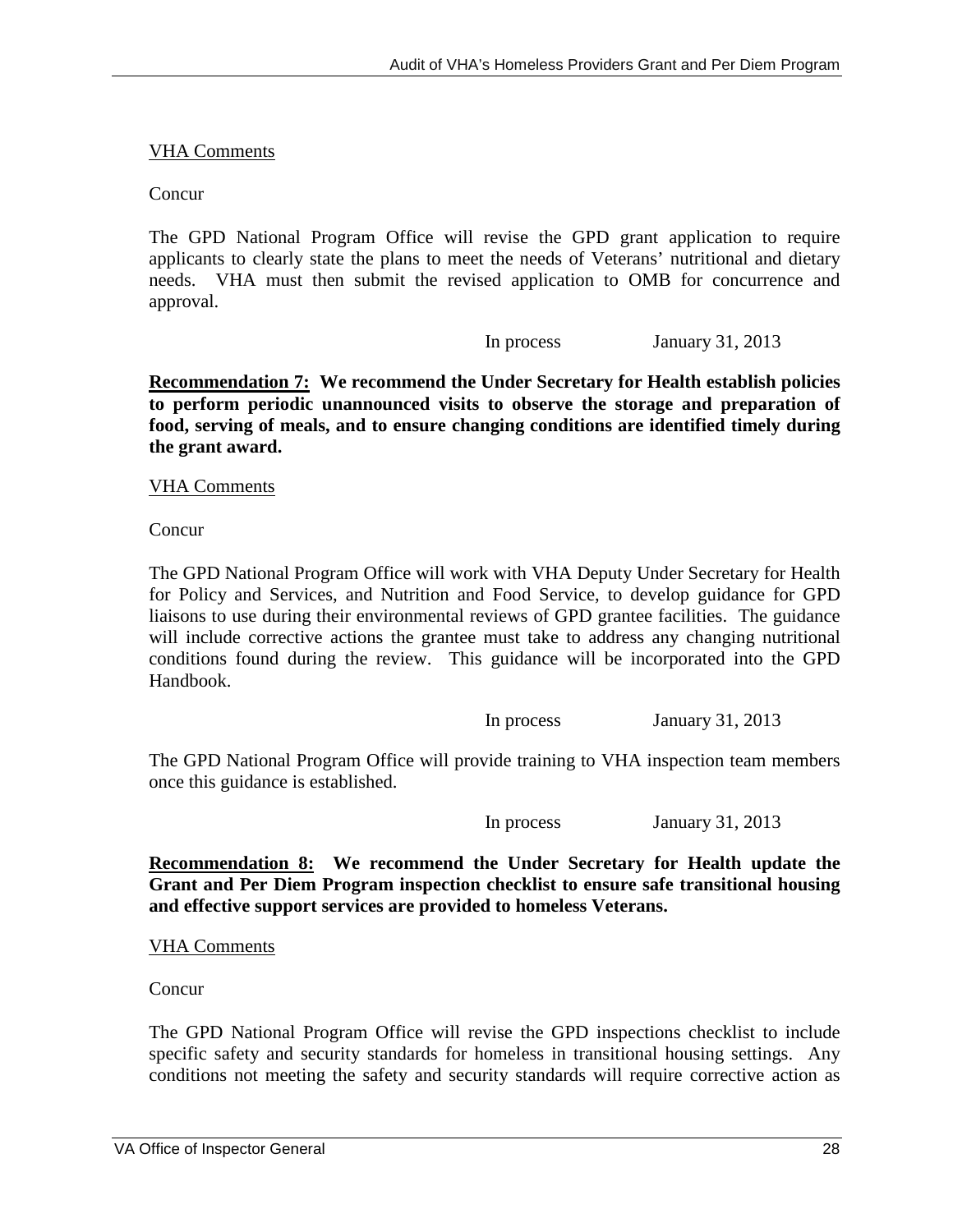<u>VHA Comments</u>

Concur

The GPD National Program Office will revise the GPD grant application to require applicants to clearly state the plans to meet the needs of Veterans' nutritional and dietary needs. VHA must then submit the revised application to OMB for concurrence and approval.

In process January 31, 2013

**<u>Recommendation 7:</u> We recommend the Under Secretary for Health establish policies to perform periodic unannounced visits to observe the storage and preparation of food, serving of meals, and to ensure changing conditions are identified timely during the grant award.**

<u>VHA Comments</u>

Concur

The GPD National Program Office will work with VHA Deputy Under Secretary for Health for Policy and Services, and Nutrition and Food Service, to develop guidance for GPD liaisons to use during their environmental reviews of GPD grantee facilities. The guidance will include corrective actions the grantee must take to address any changing nutritional conditions found during the review. This guidance will be incorporated into the GPD Handbook.

In process January 31, 2013

The GPD National Program Office will provide training to VHA inspection team members once this guidance is established.

In process January 31, 2013

**<u>Recommendation 8:</u> We recommend the Under Secretary for Health update the Grant and Per Diem Program inspection checklist to ensure safe transitional housing and effective support services are provided to homeless Veterans.**

<u>VHA Comments</u>

Concur

The GPD National Program Office will revise the GPD inspections checklist to include specific safety and security standards for homeless in transitional housing settings. Any conditions not meeting the safety and security standards will require corrective action as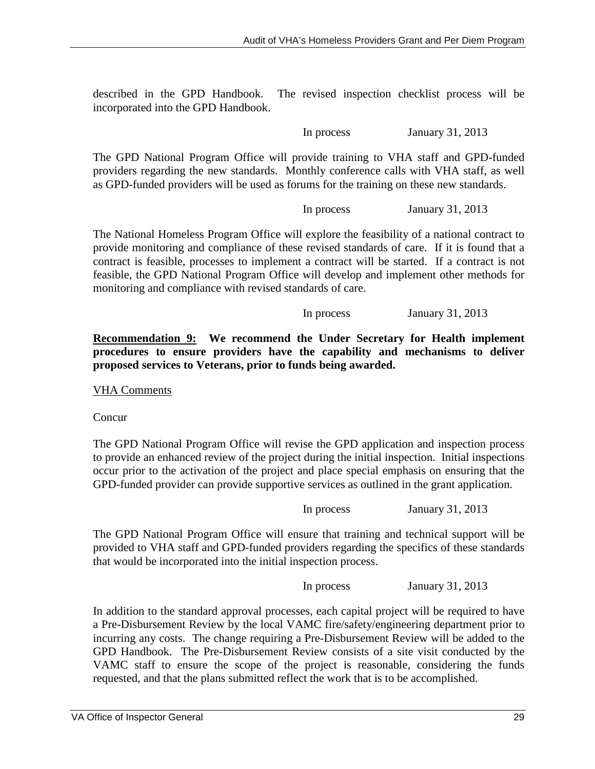described in the GPD Handbook. The revised inspection checklist process will be incorporated into the GPD Handbook.

In process January 31, 2013

The GPD National Program Office will provide training to VHA staff and GPD-funded providers regarding the new standards. Monthly conference calls with VHA staff, as well as GPD-funded providers will be used as forums for the training on these new standards.

In process January 31, 2013

The National Homeless Program Office will explore the feasibility of a national contract to provide monitoring and compliance of these revised standards of care. If it is found that a contract is feasible, processes to implement a contract will be started. If a contract is not feasible, the GPD National Program Office will develop and implement other methods for monitoring and compliance with revised standards of care.

In process January 31, 2013

**<u>Recommendation 9:</u> We recommend the Under Secretary for Health implement procedures to ensure providers have the capability and mechanisms to deliver proposed services to Veterans, prior to funds being awarded.**

<u>VHA Comments</u>

Concur

The GPD National Program Office will revise the GPD application and inspection process to provide an enhanced review of the project during the initial inspection. Initial inspections occur prior to the activation of the project and place special emphasis on ensuring that the GPD-funded provider can provide supportive services as outlined in the grant application.

In process January 31, 2013

The GPD National Program Office will ensure that training and technical support will be provided to VHA staff and GPD-funded providers regarding the specifics of these standards that would be incorporated into the initial inspection process.

In process January 31, 2013

In addition to the standard approval processes, each capital project will be required to have a Pre-Disbursement Review by the local VAMC fire/safety/engineering department prior to incurring any costs. The change requiring a Pre-Disbursement Review will be added to the GPD Handbook. The Pre-Disbursement Review consists of a site visit conducted by the VAMC staff to ensure the scope of the project is reasonable, considering the funds requested, and that the plans submitted reflect the work that is to be accomplished.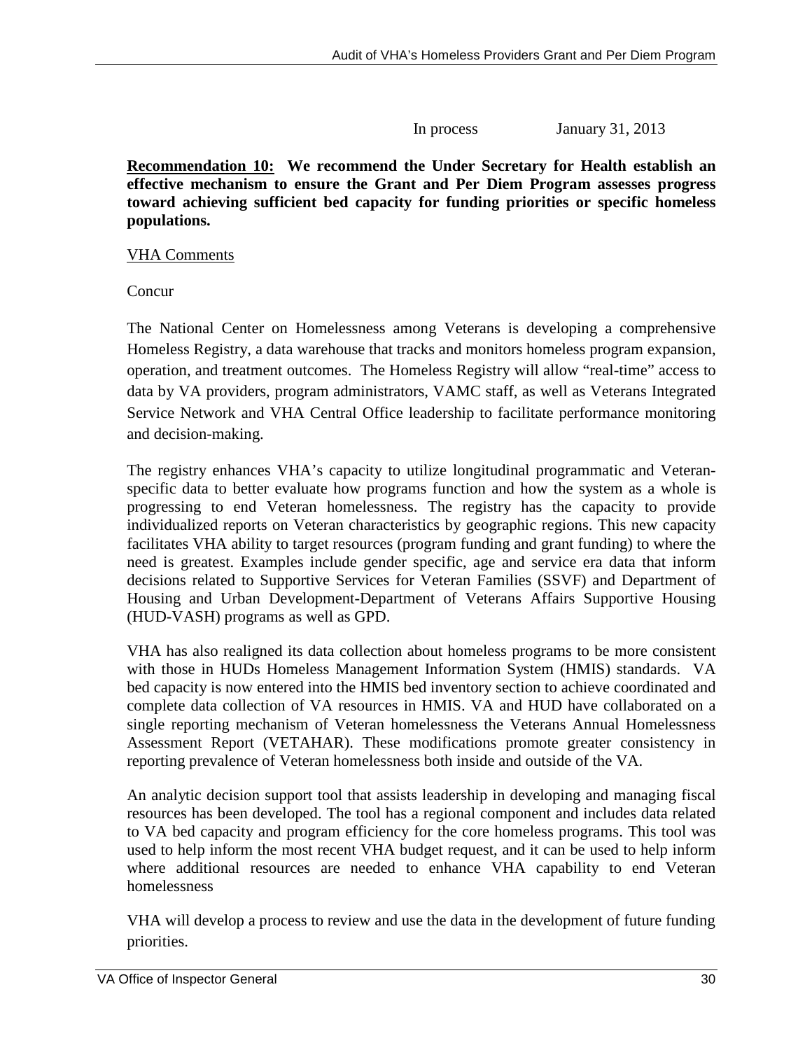In process January 31, 2013

**Recommendation 10: We recommend the Under Secretary for Health establish an effective mechanism to ensure the Grant and Per Diem Program assesses progress toward achieving sufficient bed capacity for funding priorities or specific homeless populations.**

VHA Comments

Concur

The National Center on Homelessness among Veterans is developing a comprehensive Homeless Registry, a data warehouse that tracks and monitors homeless program expansion, operation, and treatment outcomes. The Homeless Registry will allow "real-time" access to data by VA providers, program administrators, VAMC staff, as well as Veterans Integrated Service Network and VHA Central Office leadership to facilitate performance monitoring and decision-making.

The registry enhances VHA's capacity to utilize longitudinal programmatic and Veteran-specific data to better evaluate how programs function and how the system as a whole is progressing to end Veteran homelessness. The registry has the capacity to provide individualized reports on Veteran characteristics by geographic regions. This new capacity facilitates VHA ability to target resources (program funding and grant funding) to where the need is greatest. Examples include gender specific, age and service era data that inform decisions related to Supportive Services for Veteran Families (SSVF) and Department of Housing and Urban Development-Department of Veterans Affairs Supportive Housing (HUD-VASH) programs as well as GPD.

VHA has also realigned its data collection about homeless programs to be more consistent with those in HUDs Homeless Management Information System (HMIS) standards. VA bed capacity is now entered into the HMIS bed inventory section to achieve coordinated and complete data collection of VA resources in HMIS. VA and HUD have collaborated on a single reporting mechanism of Veteran homelessness the Veterans Annual Homelessness Assessment Report (VETAHAR). These modifications promote greater consistency in reporting prevalence of Veteran homelessness both inside and outside of the VA.

An analytic decision support tool that assists leadership in developing and managing fiscal resources has been developed. The tool has a regional component and includes data related to VA bed capacity and program efficiency for the core homeless programs. This tool was used to help inform the most recent VHA budget request, and it can be used to help inform where additional resources are needed to enhance VHA capability to end Veteran homelessness

VHA will develop a process to review and use the data in the development of future funding priorities.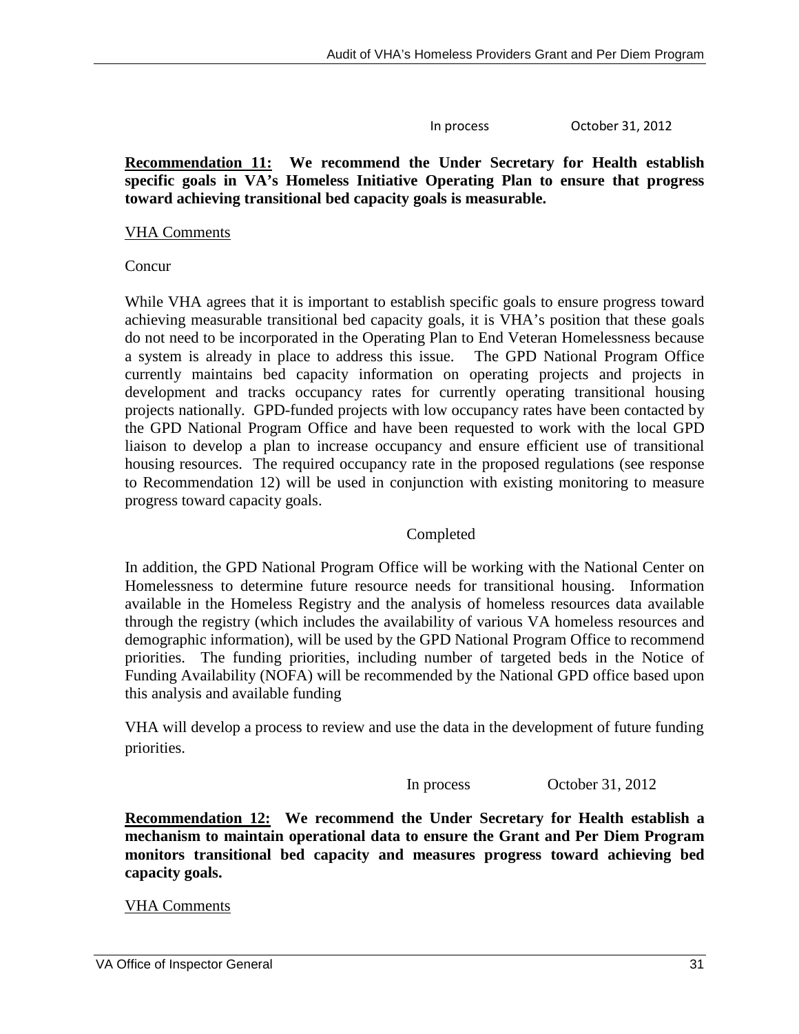In process October 31, 2012

**Recommendation 11: We recommend the Under Secretary for Health establish specific goals in VA's Homeless Initiative Operating Plan to ensure that progress toward achieving transitional bed capacity goals is measurable.**

VHA Comments

Concur

While VHA agrees that it is important to establish specific goals to ensure progress toward achieving measurable transitional bed capacity goals, it is VHA's position that these goals do not need to be incorporated in the Operating Plan to End Veteran Homelessness because a system is already in place to address this issue. The GPD National Program Office currently maintains bed capacity information on operating projects and projects in development and tracks occupancy rates for currently operating transitional housing projects nationally. GPD-funded projects with low occupancy rates have been contacted by the GPD National Program Office and have been requested to work with the local GPD liaison to develop a plan to increase occupancy and ensure efficient use of transitional housing resources. The required occupancy rate in the proposed regulations (see response to Recommendation 12) will be used in conjunction with existing monitoring to measure progress toward capacity goals.

Completed

In addition, the GPD National Program Office will be working with the National Center on Homelessness to determine future resource needs for transitional housing. Information available in the Homeless Registry and the analysis of homeless resources data available through the registry (which includes the availability of various VA homeless resources and demographic information), will be used by the GPD National Program Office to recommend priorities. The funding priorities, including number of targeted beds in the Notice of Funding Availability (NOFA) will be recommended by the National GPD office based upon this analysis and available funding

VHA will develop a process to review and use the data in the development of future funding priorities.

In process October 31, 2012

**Recommendation 12: We recommend the Under Secretary for Health establish a mechanism to maintain operational data to ensure the Grant and Per Diem Program monitors transitional bed capacity and measures progress toward achieving bed capacity goals.**

VHA Comments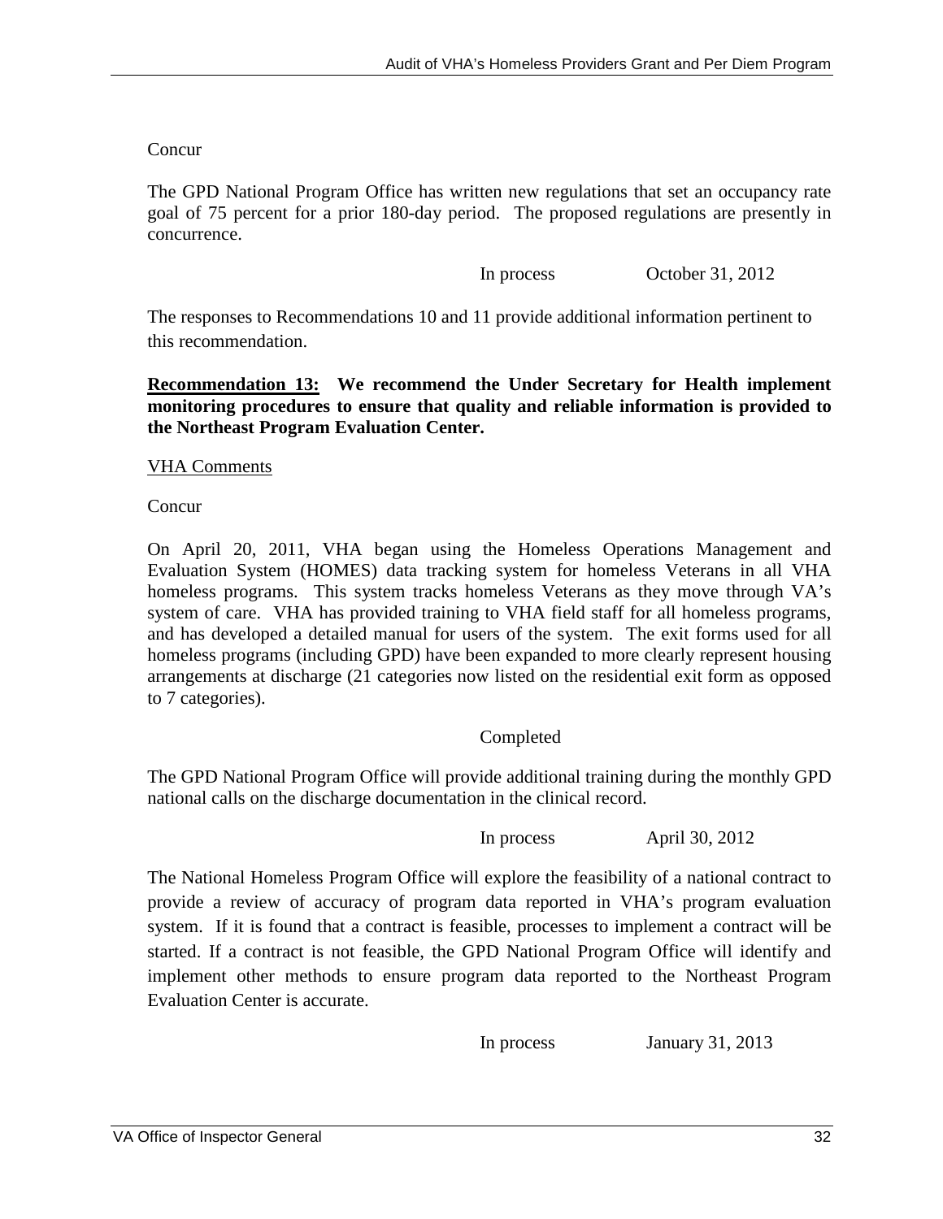Concur

The GPD National Program Office has written new regulations that set an occupancy rate goal of 75 percent for a prior 180-day period. The proposed regulations are presently in concurrence.

In process October 31, 2012

The responses to Recommendations 10 and 11 provide additional information pertinent to this recommendation.

**Recommendation 13:** **We recommend the Under Secretary for Health implement monitoring procedures to ensure that quality and reliable information is provided to the Northeast Program Evaluation Center.**

VHA Comments

Concur

On April 20, 2011, VHA began using the Homeless Operations Management and Evaluation System (HOMES) data tracking system for homeless Veterans in all VHA homeless programs. This system tracks homeless Veterans as they move through VA's system of care. VHA has provided training to VHA field staff for all homeless programs, and has developed a detailed manual for users of the system. The exit forms used for all homeless programs (including GPD) have been expanded to more clearly represent housing arrangements at discharge (21 categories now listed on the residential exit form as opposed to 7 categories).

Completed

The GPD National Program Office will provide additional training during the monthly GPD national calls on the discharge documentation in the clinical record.

In process April 30, 2012

The National Homeless Program Office will explore the feasibility of a national contract to provide a review of accuracy of program data reported in VHA's program evaluation system. If it is found that a contract is feasible, processes to implement a contract will be started. If a contract is not feasible, the GPD National Program Office will identify and implement other methods to ensure program data reported to the Northeast Program Evaluation Center is accurate.

In process January 31, 2013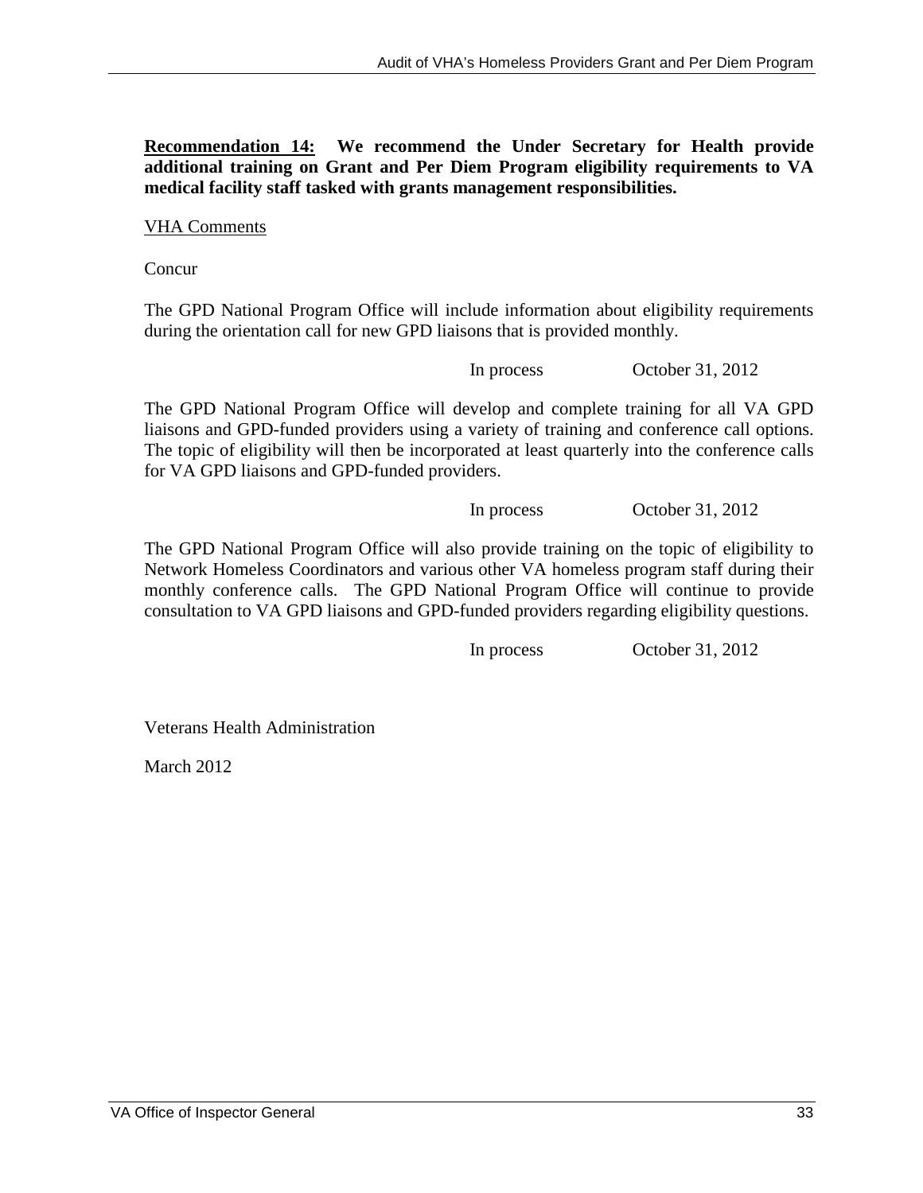**Recommendation 14: We recommend the Under Secretary for Health provide additional training on Grant and Per Diem Program eligibility requirements to VA medical facility staff tasked with grants management responsibilities.**

VHA Comments

Concur

The GPD National Program Office will include information about eligibility requirements during the orientation call for new GPD liaisons that is provided monthly.

In process October 31, 2012

The GPD National Program Office will develop and complete training for all VA GPD liaisons and GPD-funded providers using a variety of training and conference call options. The topic of eligibility will then be incorporated at least quarterly into the conference calls for VA GPD liaisons and GPD-funded providers.

In process October 31, 2012

The GPD National Program Office will also provide training on the topic of eligibility to Network Homeless Coordinators and various other VA homeless program staff during their monthly conference calls. The GPD National Program Office will continue to provide consultation to VA GPD liaisons and GPD-funded providers regarding eligibility questions.

In process October 31, 2012

Veterans Health Administration

March 2012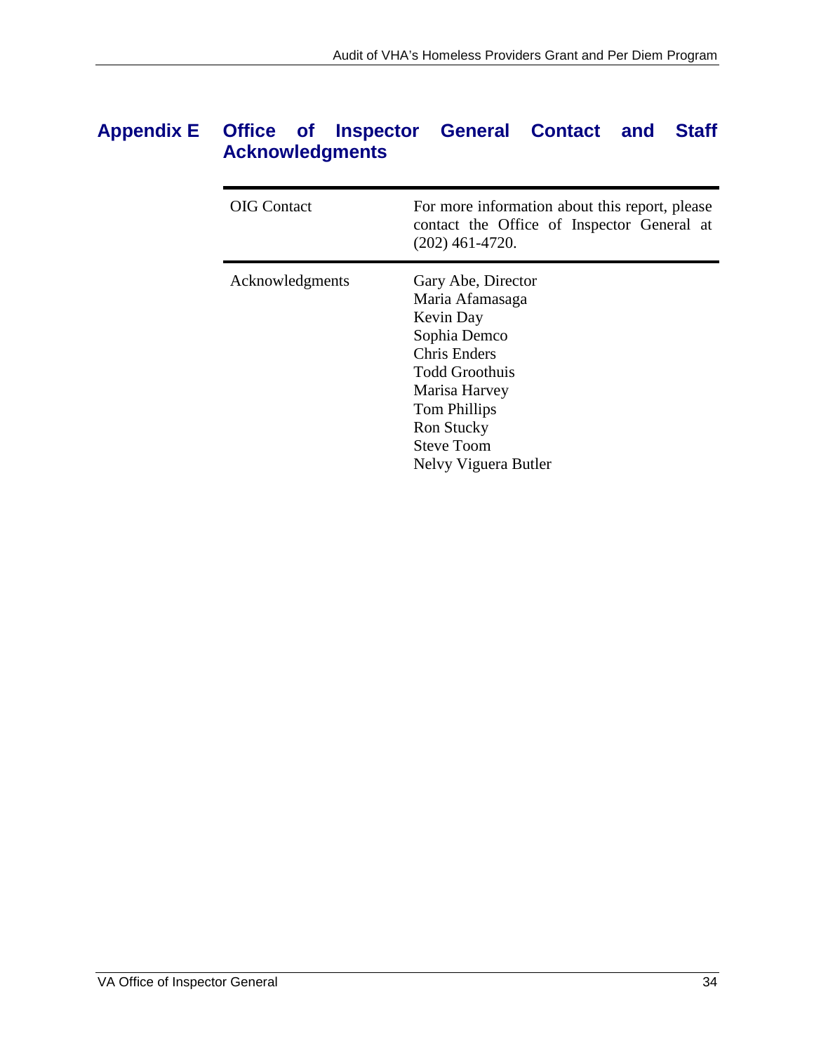## Appendix E Office of Inspector General Contact and Staff Acknowledgments

| | |
|---|---|
| OIG Contact | For more information about this report, please contact the Office of Inspector General at (202) 461-4720. |
| Acknowledgments | Gary Abe, Director<br>Maria Afamasaga<br>Kevin Day<br>Sophia Demco<br>Chris Enders<br>Todd Groothuis<br>Marisa Harvey<br>Tom Phillips<br>Ron Stucky<br>Steve Toom<br>Nelvy Viguera Butler |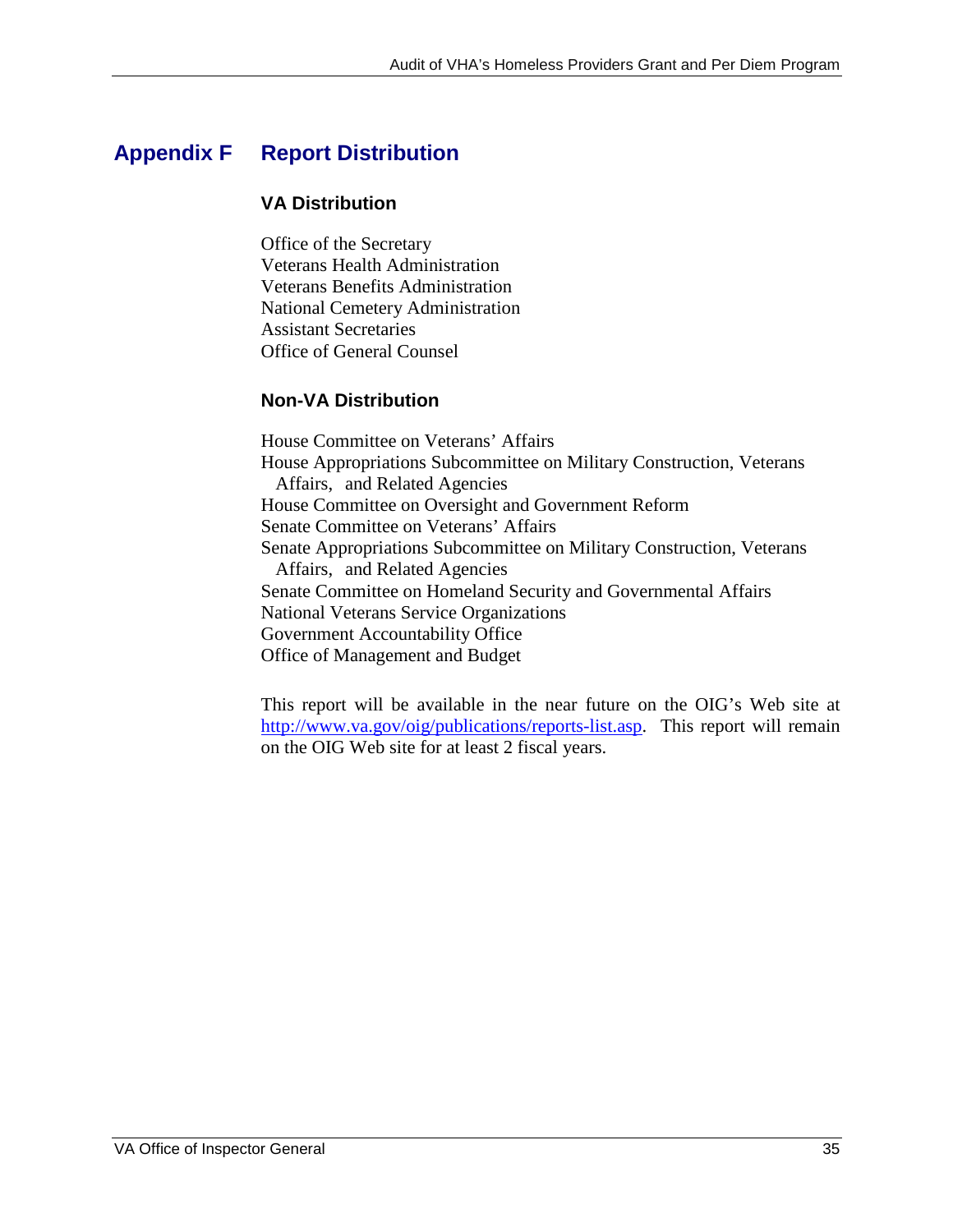# Appendix F Report Distribution

## VA Distribution

Office of the Secretary
Veterans Health Administration
Veterans Benefits Administration
National Cemetery Administration
Assistant Secretaries
Office of General Counsel

## Non-VA Distribution

House Committee on Veterans' Affairs
House Appropriations Subcommittee on Military Construction, Veterans Affairs, and Related Agencies
House Committee on Oversight and Government Reform
Senate Committee on Veterans' Affairs
Senate Appropriations Subcommittee on Military Construction, Veterans Affairs, and Related Agencies
Senate Committee on Homeland Security and Governmental Affairs
National Veterans Service Organizations
Government Accountability Office
Office of Management and Budget

This report will be available in the near future on the OIG's Web site at http://www.va.gov/oig/publications/reports-list.asp. This report will remain on the OIG Web site for at least 2 fiscal years.